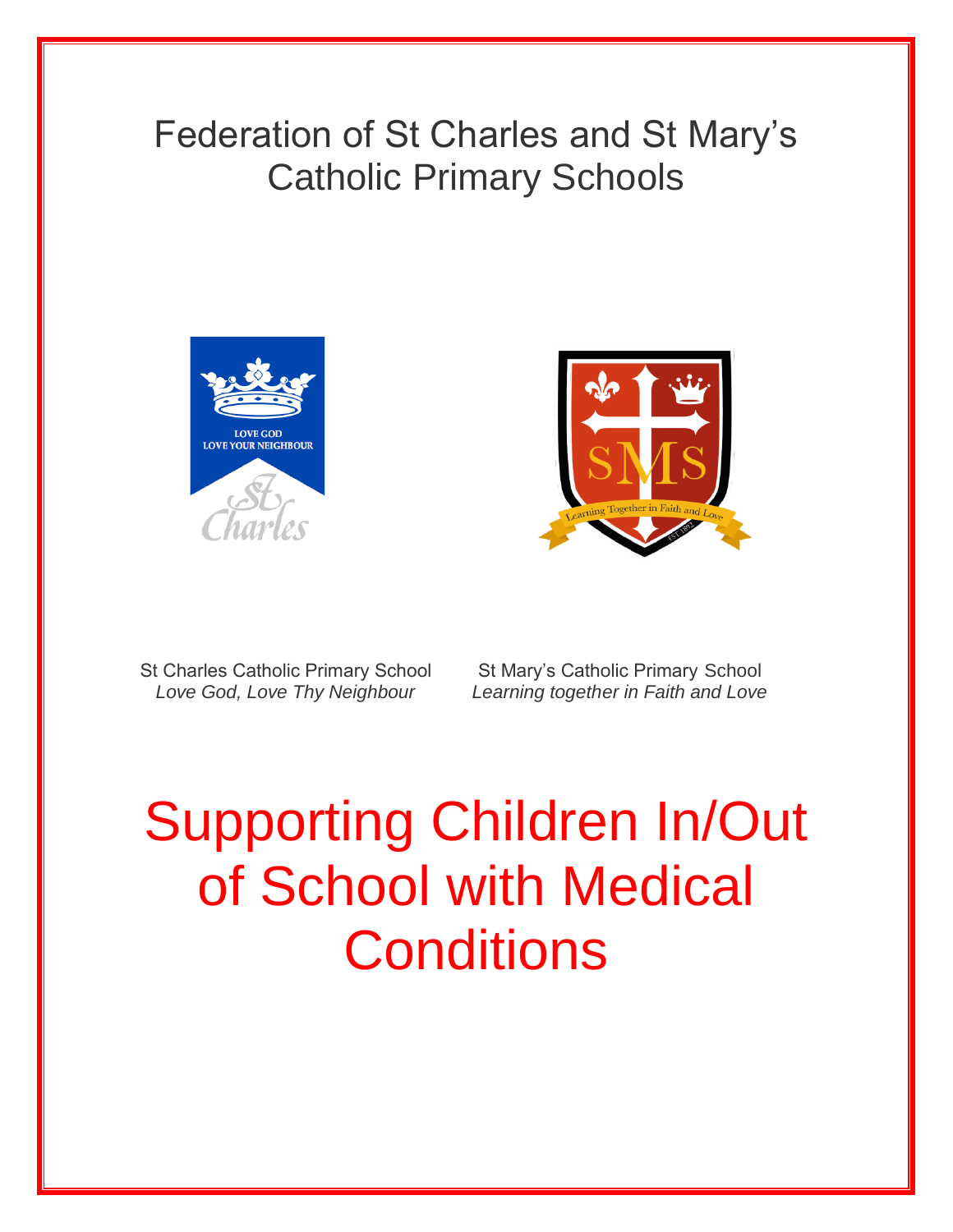# Federation of St Charles and St Mary's Catholic Primary Schools

St Charles Catholic Primary School
*Love God, Love Thy Neighbour*

St Mary's Catholic Primary School
*Learning together in Faith and Love*

# Supporting Children In/Out of School with Medical Conditions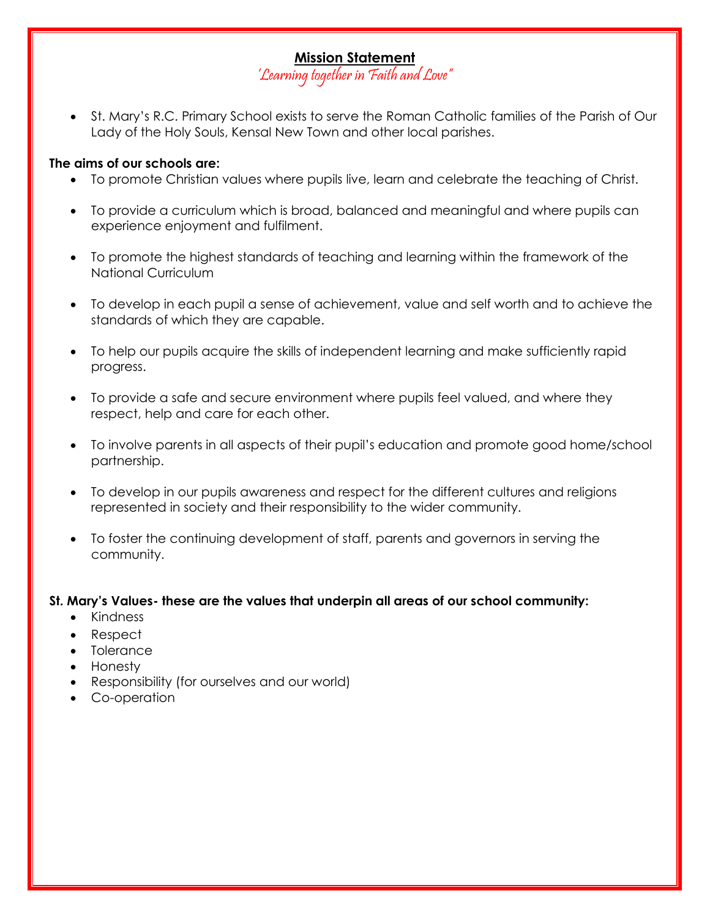## Mission Statement

*'Learning together in Faith and Love"*

- St. Mary's R.C. Primary School exists to serve the Roman Catholic families of the Parish of Our Lady of the Holy Souls, Kensal New Town and other local parishes.

**The aims of our schools are:**

- To promote Christian values where pupils live, learn and celebrate the teaching of Christ.
- To provide a curriculum which is broad, balanced and meaningful and where pupils can experience enjoyment and fulfilment.
- To promote the highest standards of teaching and learning within the framework of the National Curriculum
- To develop in each pupil a sense of achievement, value and self worth and to achieve the standards of which they are capable.
- To help our pupils acquire the skills of independent learning and make sufficiently rapid progress.
- To provide a safe and secure environment where pupils feel valued, and where they respect, help and care for each other.
- To involve parents in all aspects of their pupil's education and promote good home/school partnership.
- To develop in our pupils awareness and respect for the different cultures and religions represented in society and their responsibility to the wider community.
- To foster the continuing development of staff, parents and governors in serving the community.

**St. Mary's Values- these are the values that underpin all areas of our school community:**

- Kindness
- Respect
- Tolerance
- Honesty
- Responsibility (for ourselves and our world)
- Co-operation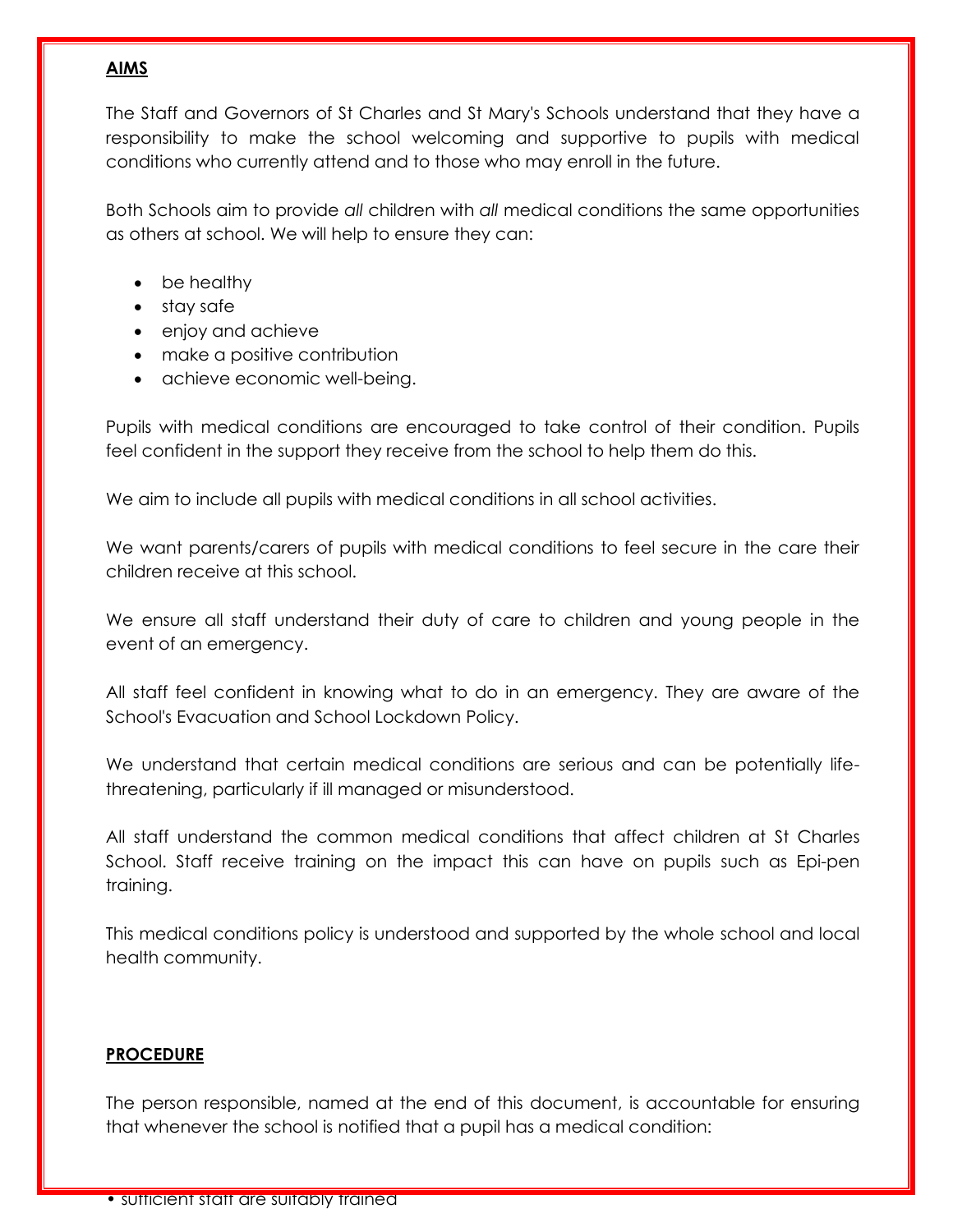**AIMS**

The Staff and Governors of St Charles and St Mary's Schools understand that they have a responsibility to make the school welcoming and supportive to pupils with medical conditions who currently attend and to those who may enroll in the future.

Both Schools aim to provide *all* children with *all* medical conditions the same opportunities as others at school. We will help to ensure they can:

- be healthy
- stay safe
- enjoy and achieve
- make a positive contribution
- achieve economic well-being.

Pupils with medical conditions are encouraged to take control of their condition. Pupils feel confident in the support they receive from the school to help them do this.

We aim to include all pupils with medical conditions in all school activities.

We want parents/carers of pupils with medical conditions to feel secure in the care their children receive at this school.

We ensure all staff understand their duty of care to children and young people in the event of an emergency.

All staff feel confident in knowing what to do in an emergency. They are aware of the School's Evacuation and School Lockdown Policy.

We understand that certain medical conditions are serious and can be potentially life-threatening, particularly if ill managed or misunderstood.

All staff understand the common medical conditions that affect children at St Charles School. Staff receive training on the impact this can have on pupils such as Epi-pen training.

This medical conditions policy is understood and supported by the whole school and local health community.

**PROCEDURE**

The person responsible, named at the end of this document, is accountable for ensuring that whenever the school is notified that a pupil has a medical condition:

- sufficient staff are suitably trained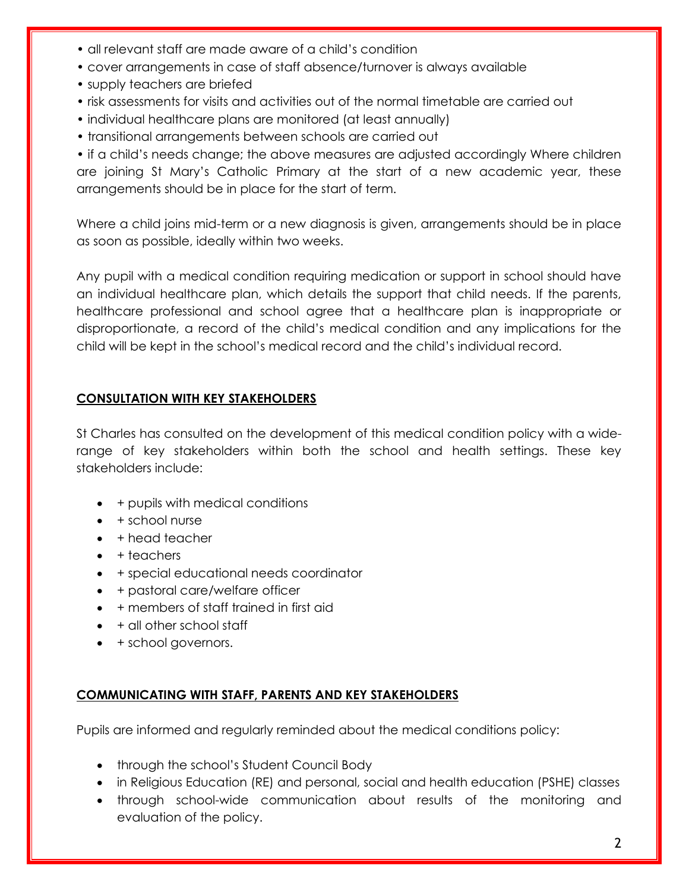- all relevant staff are made aware of a child's condition
- cover arrangements in case of staff absence/turnover is always available
- supply teachers are briefed
- risk assessments for visits and activities out of the normal timetable are carried out
- individual healthcare plans are monitored (at least annually)
- transitional arrangements between schools are carried out
- if a child's needs change; the above measures are adjusted accordingly Where children are joining St Mary's Catholic Primary at the start of a new academic year, these arrangements should be in place for the start of term.

Where a child joins mid-term or a new diagnosis is given, arrangements should be in place as soon as possible, ideally within two weeks.

Any pupil with a medical condition requiring medication or support in school should have an individual healthcare plan, which details the support that child needs. If the parents, healthcare professional and school agree that a healthcare plan is inappropriate or disproportionate, a record of the child's medical condition and any implications for the child will be kept in the school's medical record and the child's individual record.

## CONSULTATION WITH KEY STAKEHOLDERS

St Charles has consulted on the development of this medical condition policy with a wide-range of key stakeholders within both the school and health settings. These key stakeholders include:

- + pupils with medical conditions
- + school nurse
- + head teacher
- + teachers
- + special educational needs coordinator
- + pastoral care/welfare officer
- + members of staff trained in first aid
- + all other school staff
- + school governors.

## COMMUNICATING WITH STAFF, PARENTS AND KEY STAKEHOLDERS

Pupils are informed and regularly reminded about the medical conditions policy:

- through the school's Student Council Body
- in Religious Education (RE) and personal, social and health education (PSHE) classes
- through school-wide communication about results of the monitoring and evaluation of the policy.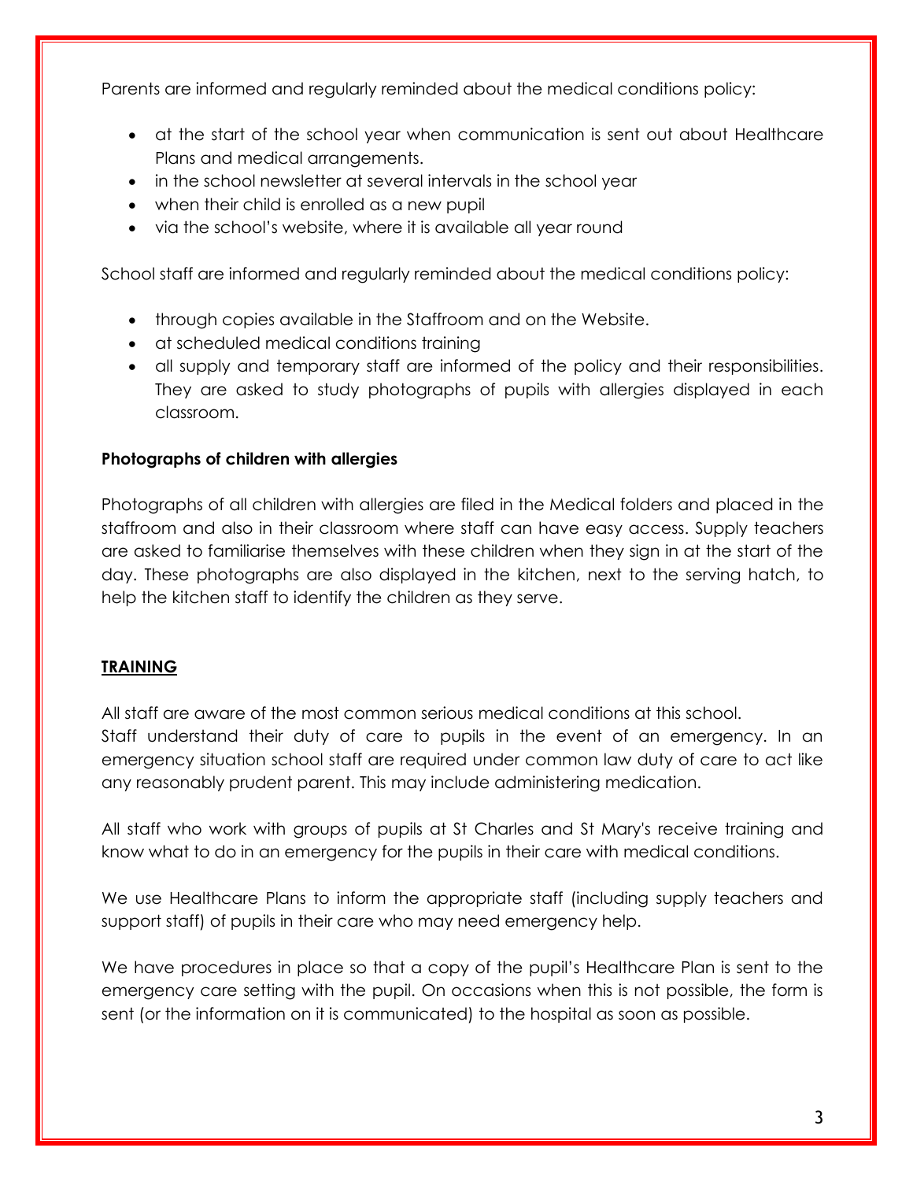Parents are informed and regularly reminded about the medical conditions policy:

- at the start of the school year when communication is sent out about Healthcare Plans and medical arrangements.
- in the school newsletter at several intervals in the school year
- when their child is enrolled as a new pupil
- via the school's website, where it is available all year round

School staff are informed and regularly reminded about the medical conditions policy:

- through copies available in the Staffroom and on the Website.
- at scheduled medical conditions training
- all supply and temporary staff are informed of the policy and their responsibilities. They are asked to study photographs of pupils with allergies displayed in each classroom.

**Photographs of children with allergies**

Photographs of all children with allergies are filed in the Medical folders and placed in the staffroom and also in their classroom where staff can have easy access. Supply teachers are asked to familiarise themselves with these children when they sign in at the start of the day. These photographs are also displayed in the kitchen, next to the serving hatch, to help the kitchen staff to identify the children as they serve.

## **TRAINING**

All staff are aware of the most common serious medical conditions at this school.
Staff understand their duty of care to pupils in the event of an emergency. In an emergency situation school staff are required under common law duty of care to act like any reasonably prudent parent. This may include administering medication.

All staff who work with groups of pupils at St Charles and St Mary's receive training and know what to do in an emergency for the pupils in their care with medical conditions.

We use Healthcare Plans to inform the appropriate staff (including supply teachers and support staff) of pupils in their care who may need emergency help.

We have procedures in place so that a copy of the pupil's Healthcare Plan is sent to the emergency care setting with the pupil. On occasions when this is not possible, the form is sent (or the information on it is communicated) to the hospital as soon as possible.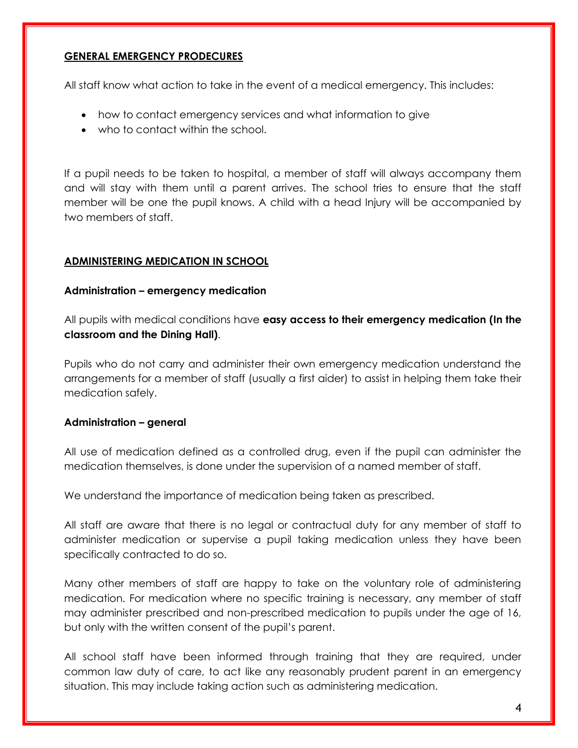## GENERAL EMERGENCY PRODECURES

All staff know what action to take in the event of a medical emergency. This includes:

- how to contact emergency services and what information to give
- who to contact within the school.

If a pupil needs to be taken to hospital, a member of staff will always accompany them and will stay with them until a parent arrives. The school tries to ensure that the staff member will be one the pupil knows. A child with a head Injury will be accompanied by two members of staff.

## ADMINISTERING MEDICATION IN SCHOOL

### Administration – emergency medication

All pupils with medical conditions have **easy access to their emergency medication (In the classroom and the Dining Hall)**.

Pupils who do not carry and administer their own emergency medication understand the arrangements for a member of staff (usually a first aider) to assist in helping them take their medication safely.

### Administration – general

All use of medication defined as a controlled drug, even if the pupil can administer the medication themselves, is done under the supervision of a named member of staff.

We understand the importance of medication being taken as prescribed.

All staff are aware that there is no legal or contractual duty for any member of staff to administer medication or supervise a pupil taking medication unless they have been specifically contracted to do so.

Many other members of staff are happy to take on the voluntary role of administering medication. For medication where no specific training is necessary, any member of staff may administer prescribed and non-prescribed medication to pupils under the age of 16, but only with the written consent of the pupil's parent.

All school staff have been informed through training that they are required, under common law duty of care, to act like any reasonably prudent parent in an emergency situation. This may include taking action such as administering medication.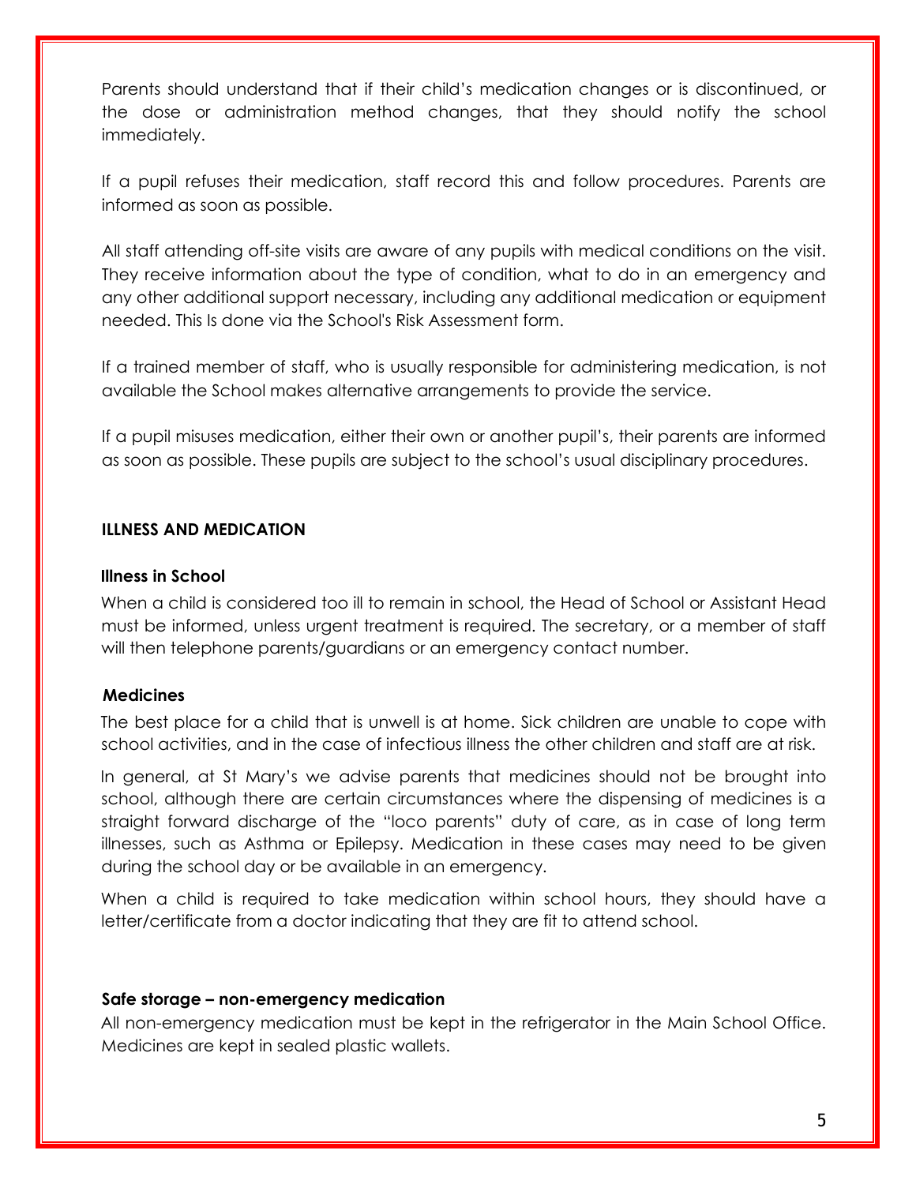Parents should understand that if their child's medication changes or is discontinued, or the dose or administration method changes, that they should notify the school immediately.

If a pupil refuses their medication, staff record this and follow procedures. Parents are informed as soon as possible.

All staff attending off-site visits are aware of any pupils with medical conditions on the visit. They receive information about the type of condition, what to do in an emergency and any other additional support necessary, including any additional medication or equipment needed. This Is done via the School's Risk Assessment form.

If a trained member of staff, who is usually responsible for administering medication, is not available the School makes alternative arrangements to provide the service.

If a pupil misuses medication, either their own or another pupil's, their parents are informed as soon as possible. These pupils are subject to the school's usual disciplinary procedures.

## ILLNESS AND MEDICATION

### Illness in School

When a child is considered too ill to remain in school, the Head of School or Assistant Head must be informed, unless urgent treatment is required. The secretary, or a member of staff will then telephone parents/guardians or an emergency contact number.

### Medicines

The best place for a child that is unwell is at home. Sick children are unable to cope with school activities, and in the case of infectious illness the other children and staff are at risk.

In general, at St Mary's we advise parents that medicines should not be brought into school, although there are certain circumstances where the dispensing of medicines is a straight forward discharge of the "loco parents" duty of care, as in case of long term illnesses, such as Asthma or Epilepsy. Medication in these cases may need to be given during the school day or be available in an emergency.

When a child is required to take medication within school hours, they should have a letter/certificate from a doctor indicating that they are fit to attend school.

### Safe storage – non-emergency medication

All non-emergency medication must be kept in the refrigerator in the Main School Office. Medicines are kept in sealed plastic wallets.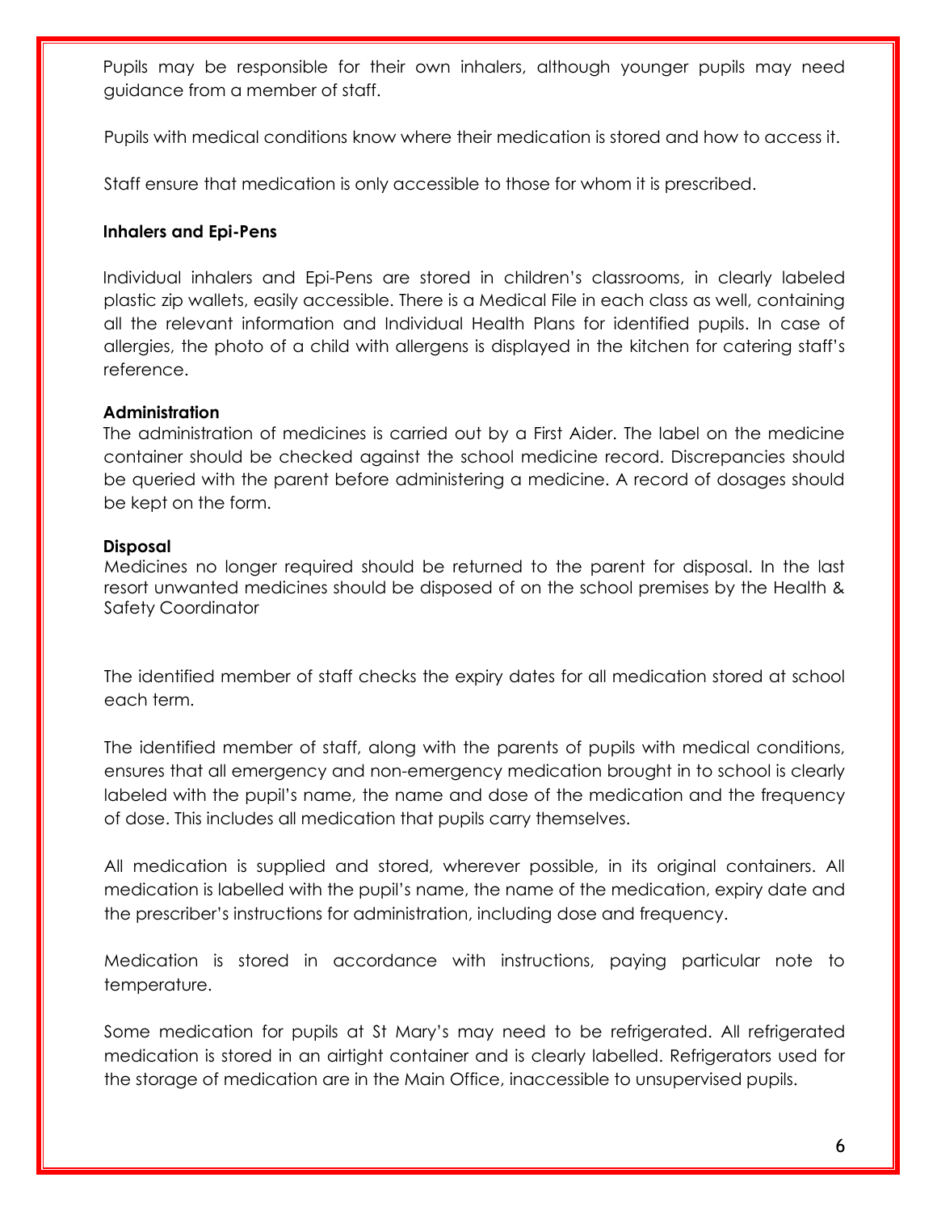Pupils may be responsible for their own inhalers, although younger pupils may need guidance from a member of staff.

Pupils with medical conditions know where their medication is stored and how to access it.

Staff ensure that medication is only accessible to those for whom it is prescribed.

**Inhalers and Epi-Pens**

Individual inhalers and Epi-Pens are stored in children's classrooms, in clearly labeled plastic zip wallets, easily accessible. There is a Medical File in each class as well, containing all the relevant information and Individual Health Plans for identified pupils. In case of allergies, the photo of a child with allergens is displayed in the kitchen for catering staff's reference.

**Administration**

The administration of medicines is carried out by a First Aider. The label on the medicine container should be checked against the school medicine record. Discrepancies should be queried with the parent before administering a medicine. A record of dosages should be kept on the form.

**Disposal**

Medicines no longer required should be returned to the parent for disposal. In the last resort unwanted medicines should be disposed of on the school premises by the Health & Safety Coordinator

The identified member of staff checks the expiry dates for all medication stored at school each term.

The identified member of staff, along with the parents of pupils with medical conditions, ensures that all emergency and non-emergency medication brought in to school is clearly labeled with the pupil's name, the name and dose of the medication and the frequency of dose. This includes all medication that pupils carry themselves.

All medication is supplied and stored, wherever possible, in its original containers. All medication is labelled with the pupil's name, the name of the medication, expiry date and the prescriber's instructions for administration, including dose and frequency.

Medication is stored in accordance with instructions, paying particular note to temperature.

Some medication for pupils at St Mary's may need to be refrigerated. All refrigerated medication is stored in an airtight container and is clearly labelled. Refrigerators used for the storage of medication are in the Main Office, inaccessible to unsupervised pupils.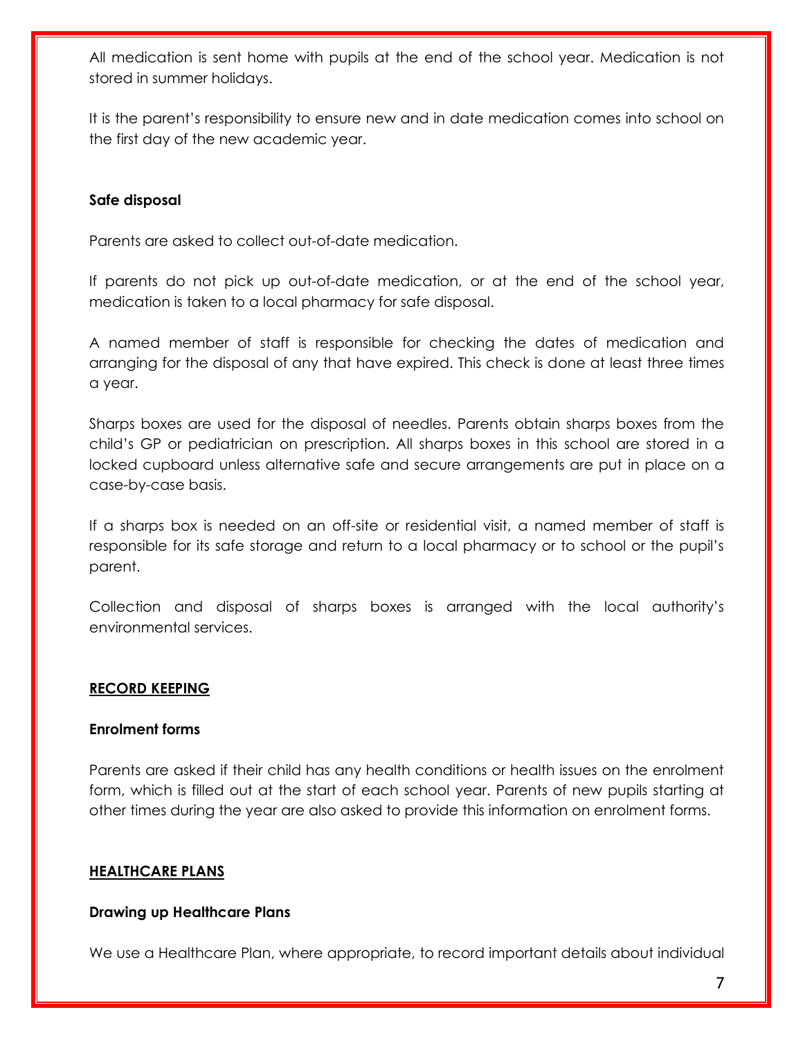All medication is sent home with pupils at the end of the school year. Medication is not stored in summer holidays.

It is the parent's responsibility to ensure new and in date medication comes into school on the first day of the new academic year.

**Safe disposal**

Parents are asked to collect out-of-date medication.

If parents do not pick up out-of-date medication, or at the end of the school year, medication is taken to a local pharmacy for safe disposal.

A named member of staff is responsible for checking the dates of medication and arranging for the disposal of any that have expired. This check is done at least three times a year.

Sharps boxes are used for the disposal of needles. Parents obtain sharps boxes from the child's GP or pediatrician on prescription. All sharps boxes in this school are stored in a locked cupboard unless alternative safe and secure arrangements are put in place on a case-by-case basis.

If a sharps box is needed on an off-site or residential visit, a named member of staff is responsible for its safe storage and return to a local pharmacy or to school or the pupil's parent.

Collection and disposal of sharps boxes is arranged with the local authority's environmental services.

## RECORD KEEPING

**Enrolment forms**

Parents are asked if their child has any health conditions or health issues on the enrolment form, which is filled out at the start of each school year. Parents of new pupils starting at other times during the year are also asked to provide this information on enrolment forms.

## HEALTHCARE PLANS

**Drawing up Healthcare Plans**

We use a Healthcare Plan, where appropriate, to record important details about individual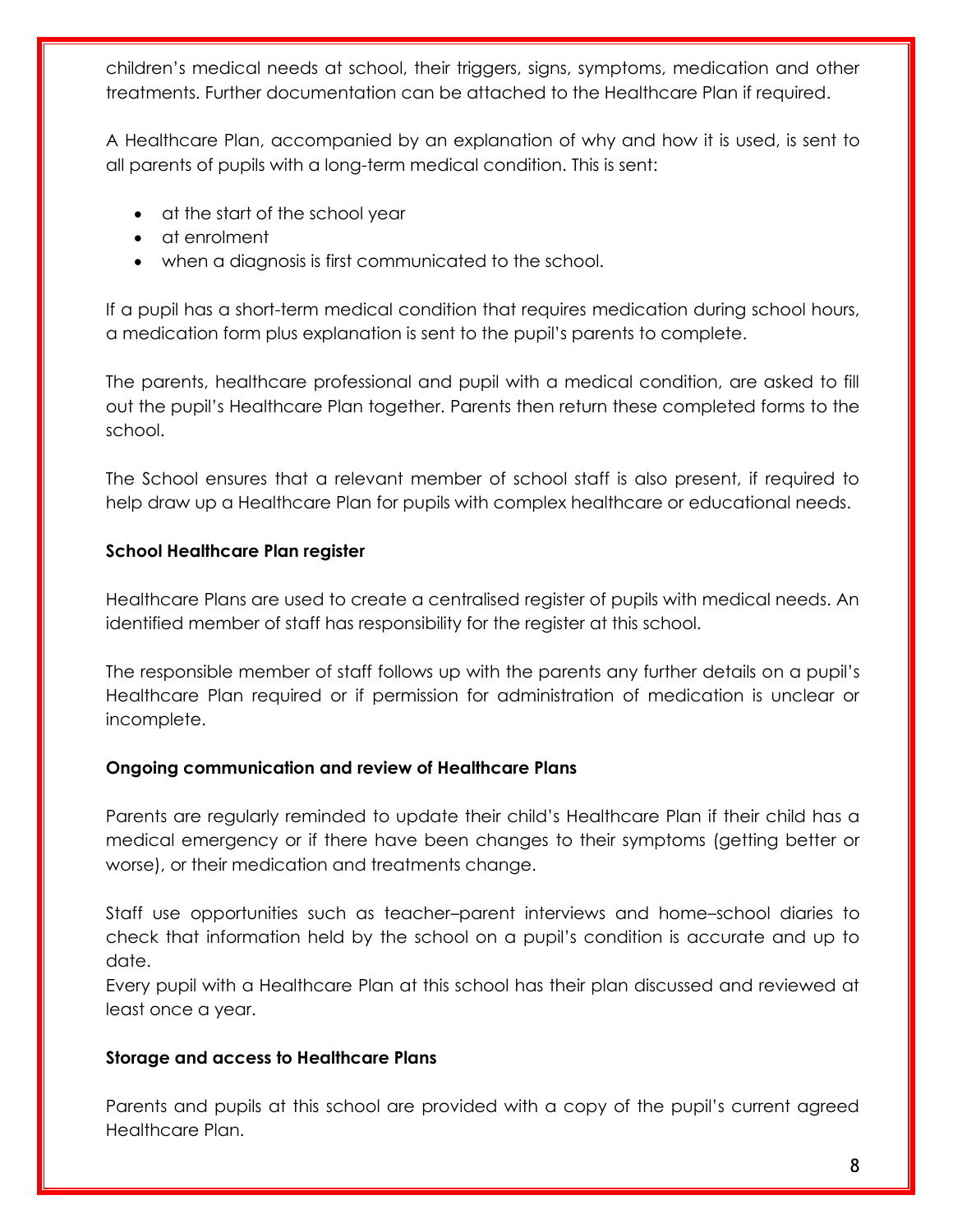children's medical needs at school, their triggers, signs, symptoms, medication and other treatments. Further documentation can be attached to the Healthcare Plan if required.

A Healthcare Plan, accompanied by an explanation of why and how it is used, is sent to all parents of pupils with a long-term medical condition. This is sent:

- at the start of the school year
- at enrolment
- when a diagnosis is first communicated to the school.

If a pupil has a short-term medical condition that requires medication during school hours, a medication form plus explanation is sent to the pupil's parents to complete.

The parents, healthcare professional and pupil with a medical condition, are asked to fill out the pupil's Healthcare Plan together. Parents then return these completed forms to the school.

The School ensures that a relevant member of school staff is also present, if required to help draw up a Healthcare Plan for pupils with complex healthcare or educational needs.

**School Healthcare Plan register**

Healthcare Plans are used to create a centralised register of pupils with medical needs. An identified member of staff has responsibility for the register at this school.

The responsible member of staff follows up with the parents any further details on a pupil's Healthcare Plan required or if permission for administration of medication is unclear or incomplete.

**Ongoing communication and review of Healthcare Plans**

Parents are regularly reminded to update their child's Healthcare Plan if their child has a medical emergency or if there have been changes to their symptoms (getting better or worse), or their medication and treatments change.

Staff use opportunities such as teacher–parent interviews and home–school diaries to check that information held by the school on a pupil's condition is accurate and up to date.
Every pupil with a Healthcare Plan at this school has their plan discussed and reviewed at least once a year.

**Storage and access to Healthcare Plans**

Parents and pupils at this school are provided with a copy of the pupil's current agreed Healthcare Plan.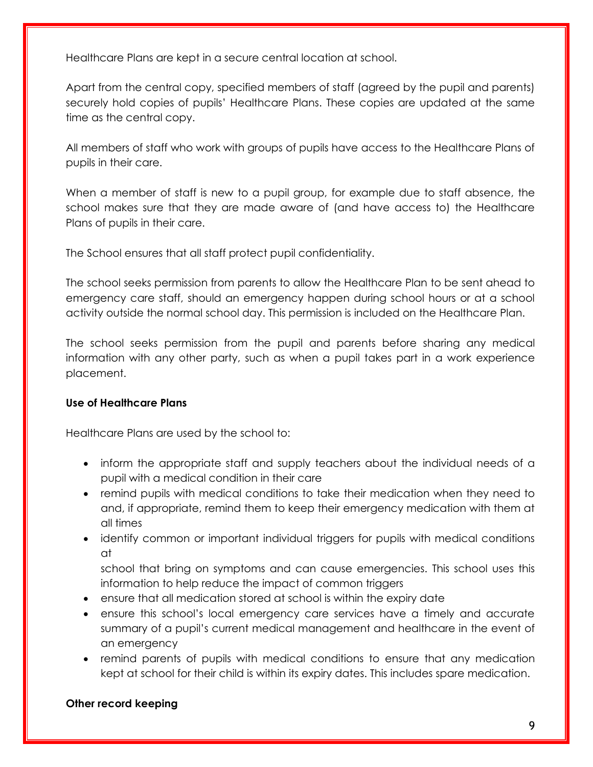Healthcare Plans are kept in a secure central location at school.

Apart from the central copy, specified members of staff (agreed by the pupil and parents) securely hold copies of pupils' Healthcare Plans. These copies are updated at the same time as the central copy.

All members of staff who work with groups of pupils have access to the Healthcare Plans of pupils in their care.

When a member of staff is new to a pupil group, for example due to staff absence, the school makes sure that they are made aware of (and have access to) the Healthcare Plans of pupils in their care.

The School ensures that all staff protect pupil confidentiality.

The school seeks permission from parents to allow the Healthcare Plan to be sent ahead to emergency care staff, should an emergency happen during school hours or at a school activity outside the normal school day. This permission is included on the Healthcare Plan.

The school seeks permission from the pupil and parents before sharing any medical information with any other party, such as when a pupil takes part in a work experience placement.

**Use of Healthcare Plans**

Healthcare Plans are used by the school to:

- inform the appropriate staff and supply teachers about the individual needs of a pupil with a medical condition in their care
- remind pupils with medical conditions to take their medication when they need to and, if appropriate, remind them to keep their emergency medication with them at all times
- identify common or important individual triggers for pupils with medical conditions at school that bring on symptoms and can cause emergencies. This school uses this information to help reduce the impact of common triggers
- ensure that all medication stored at school is within the expiry date
- ensure this school's local emergency care services have a timely and accurate summary of a pupil's current medical management and healthcare in the event of an emergency
- remind parents of pupils with medical conditions to ensure that any medication kept at school for their child is within its expiry dates. This includes spare medication.

**Other record keeping**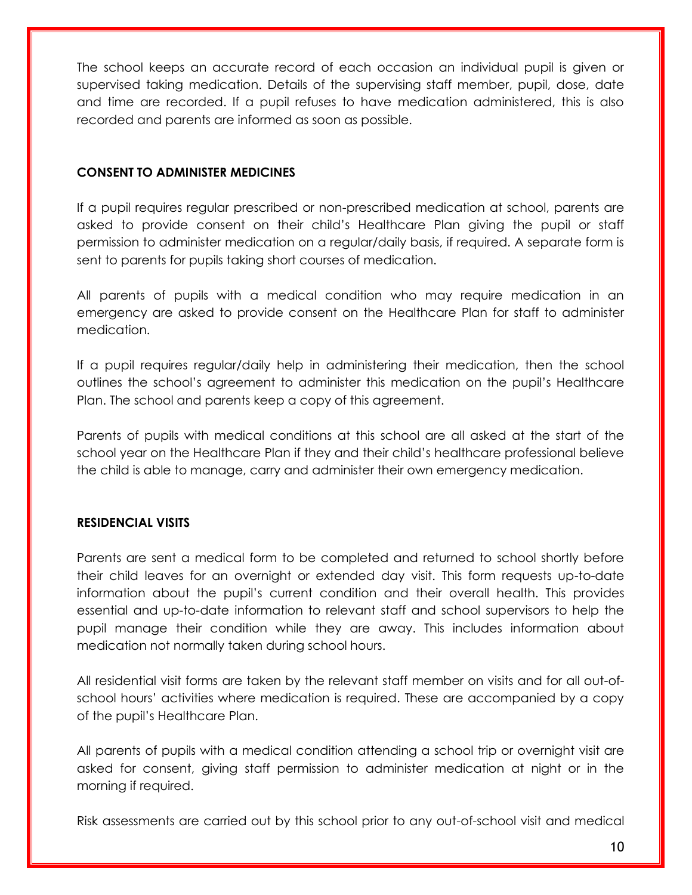The school keeps an accurate record of each occasion an individual pupil is given or supervised taking medication. Details of the supervising staff member, pupil, dose, date and time are recorded. If a pupil refuses to have medication administered, this is also recorded and parents are informed as soon as possible.

**CONSENT TO ADMINISTER MEDICINES**

If a pupil requires regular prescribed or non-prescribed medication at school, parents are asked to provide consent on their child's Healthcare Plan giving the pupil or staff permission to administer medication on a regular/daily basis, if required. A separate form is sent to parents for pupils taking short courses of medication.

All parents of pupils with a medical condition who may require medication in an emergency are asked to provide consent on the Healthcare Plan for staff to administer medication.

If a pupil requires regular/daily help in administering their medication, then the school outlines the school's agreement to administer this medication on the pupil's Healthcare Plan. The school and parents keep a copy of this agreement.

Parents of pupils with medical conditions at this school are all asked at the start of the school year on the Healthcare Plan if they and their child's healthcare professional believe the child is able to manage, carry and administer their own emergency medication.

**RESIDENCIAL VISITS**

Parents are sent a medical form to be completed and returned to school shortly before their child leaves for an overnight or extended day visit. This form requests up-to-date information about the pupil's current condition and their overall health. This provides essential and up-to-date information to relevant staff and school supervisors to help the pupil manage their condition while they are away. This includes information about medication not normally taken during school hours.

All residential visit forms are taken by the relevant staff member on visits and for all out-of-school hours' activities where medication is required. These are accompanied by a copy of the pupil's Healthcare Plan.

All parents of pupils with a medical condition attending a school trip or overnight visit are asked for consent, giving staff permission to administer medication at night or in the morning if required.

Risk assessments are carried out by this school prior to any out-of-school visit and medical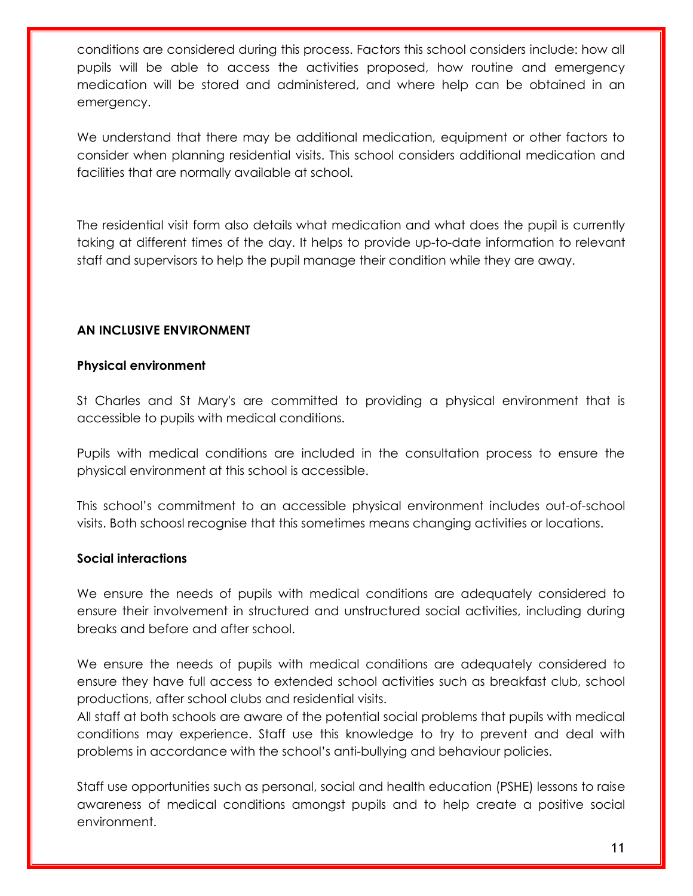conditions are considered during this process. Factors this school considers include: how all pupils will be able to access the activities proposed, how routine and emergency medication will be stored and administered, and where help can be obtained in an emergency.

We understand that there may be additional medication, equipment or other factors to consider when planning residential visits. This school considers additional medication and facilities that are normally available at school.

The residential visit form also details what medication and what does the pupil is currently taking at different times of the day. It helps to provide up-to-date information to relevant staff and supervisors to help the pupil manage their condition while they are away.

## AN INCLUSIVE ENVIRONMENT

### Physical environment

St Charles and St Mary's are committed to providing a physical environment that is accessible to pupils with medical conditions.

Pupils with medical conditions are included in the consultation process to ensure the physical environment at this school is accessible.

This school's commitment to an accessible physical environment includes out-of-school visits. Both schoosl recognise that this sometimes means changing activities or locations.

### Social interactions

We ensure the needs of pupils with medical conditions are adequately considered to ensure their involvement in structured and unstructured social activities, including during breaks and before and after school.

We ensure the needs of pupils with medical conditions are adequately considered to ensure they have full access to extended school activities such as breakfast club, school productions, after school clubs and residential visits.
All staff at both schools are aware of the potential social problems that pupils with medical conditions may experience. Staff use this knowledge to try to prevent and deal with problems in accordance with the school's anti-bullying and behaviour policies.

Staff use opportunities such as personal, social and health education (PSHE) lessons to raise awareness of medical conditions amongst pupils and to help create a positive social environment.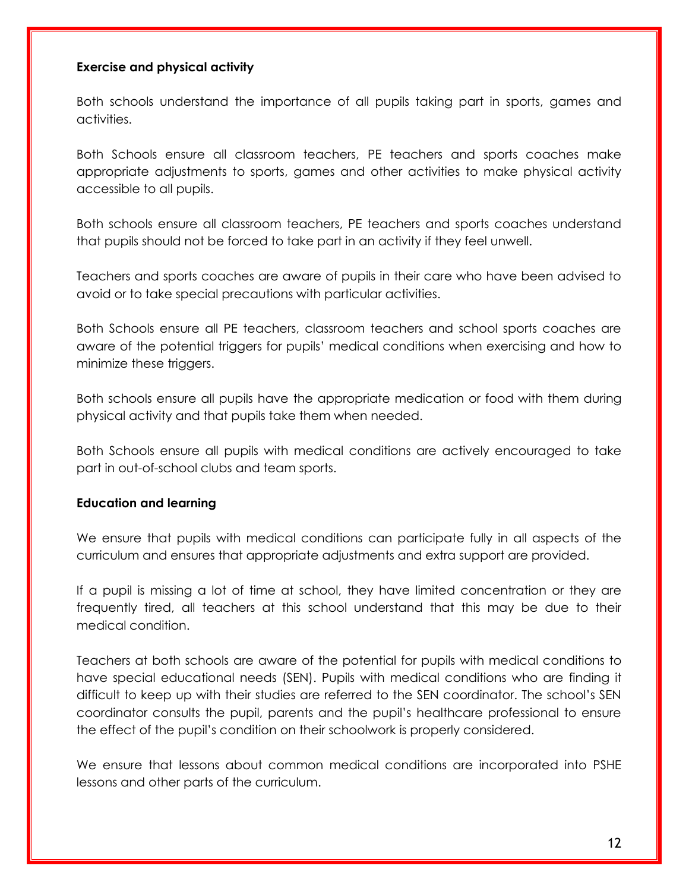**Exercise and physical activity**

Both schools understand the importance of all pupils taking part in sports, games and activities.

Both Schools ensure all classroom teachers, PE teachers and sports coaches make appropriate adjustments to sports, games and other activities to make physical activity accessible to all pupils.

Both schools ensure all classroom teachers, PE teachers and sports coaches understand that pupils should not be forced to take part in an activity if they feel unwell.

Teachers and sports coaches are aware of pupils in their care who have been advised to avoid or to take special precautions with particular activities.

Both Schools ensure all PE teachers, classroom teachers and school sports coaches are aware of the potential triggers for pupils' medical conditions when exercising and how to minimize these triggers.

Both schools ensure all pupils have the appropriate medication or food with them during physical activity and that pupils take them when needed.

Both Schools ensure all pupils with medical conditions are actively encouraged to take part in out-of-school clubs and team sports.

**Education and learning**

We ensure that pupils with medical conditions can participate fully in all aspects of the curriculum and ensures that appropriate adjustments and extra support are provided.

If a pupil is missing a lot of time at school, they have limited concentration or they are frequently tired, all teachers at this school understand that this may be due to their medical condition.

Teachers at both schools are aware of the potential for pupils with medical conditions to have special educational needs (SEN). Pupils with medical conditions who are finding it difficult to keep up with their studies are referred to the SEN coordinator. The school's SEN coordinator consults the pupil, parents and the pupil's healthcare professional to ensure the effect of the pupil's condition on their schoolwork is properly considered.

We ensure that lessons about common medical conditions are incorporated into PSHE lessons and other parts of the curriculum.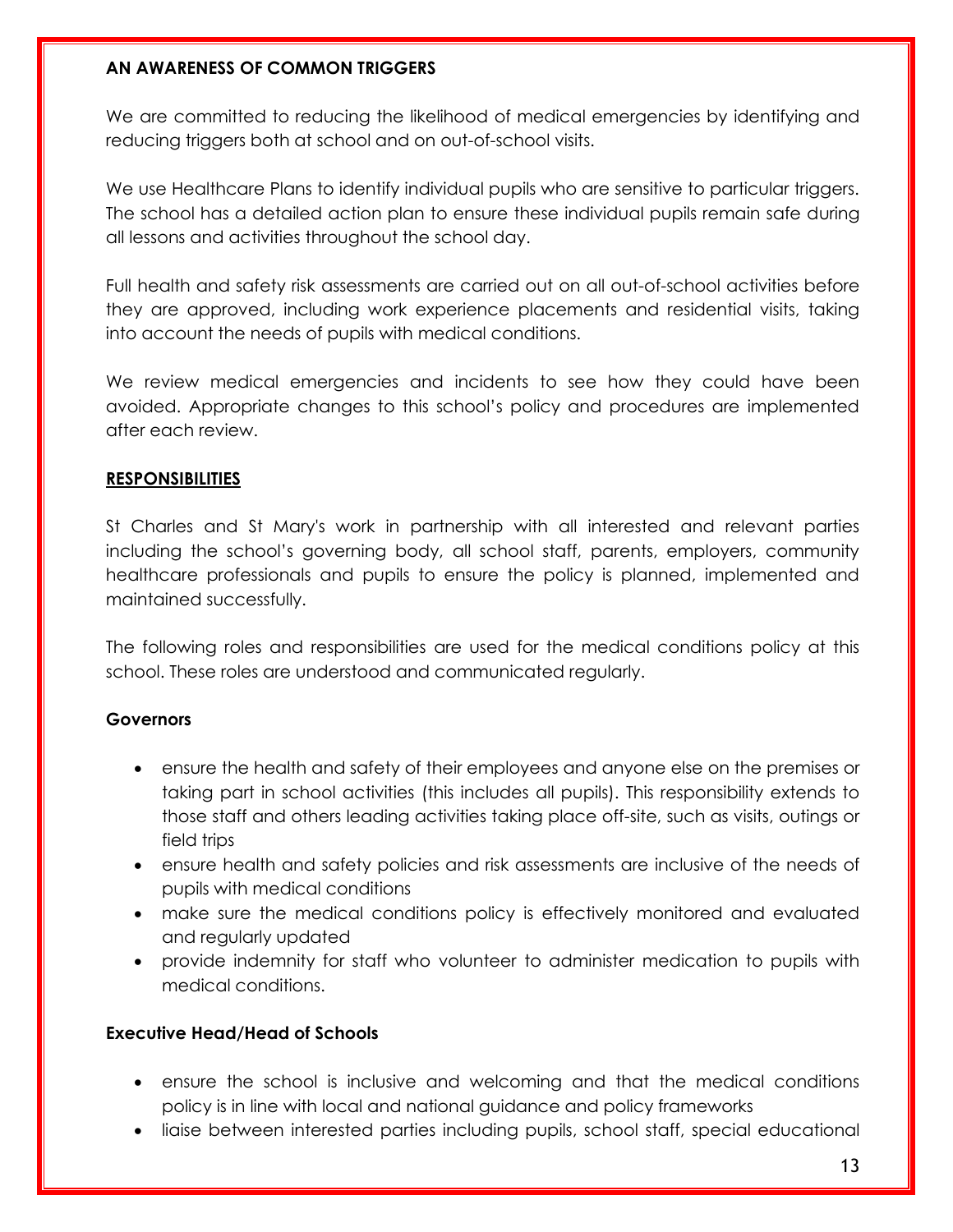## AN AWARENESS OF COMMON TRIGGERS

We are committed to reducing the likelihood of medical emergencies by identifying and reducing triggers both at school and on out-of-school visits.

We use Healthcare Plans to identify individual pupils who are sensitive to particular triggers. The school has a detailed action plan to ensure these individual pupils remain safe during all lessons and activities throughout the school day.

Full health and safety risk assessments are carried out on all out-of-school activities before they are approved, including work experience placements and residential visits, taking into account the needs of pupils with medical conditions.

We review medical emergencies and incidents to see how they could have been avoided. Appropriate changes to this school's policy and procedures are implemented after each review.

## RESPONSIBILITIES

St Charles and St Mary's work in partnership with all interested and relevant parties including the school's governing body, all school staff, parents, employers, community healthcare professionals and pupils to ensure the policy is planned, implemented and maintained successfully.

The following roles and responsibilities are used for the medical conditions policy at this school. These roles are understood and communicated regularly.

### Governors

- ensure the health and safety of their employees and anyone else on the premises or taking part in school activities (this includes all pupils). This responsibility extends to those staff and others leading activities taking place off-site, such as visits, outings or field trips
- ensure health and safety policies and risk assessments are inclusive of the needs of pupils with medical conditions
- make sure the medical conditions policy is effectively monitored and evaluated and regularly updated
- provide indemnity for staff who volunteer to administer medication to pupils with medical conditions.

### Executive Head/Head of Schools

- ensure the school is inclusive and welcoming and that the medical conditions policy is in line with local and national guidance and policy frameworks
- liaise between interested parties including pupils, school staff, special educational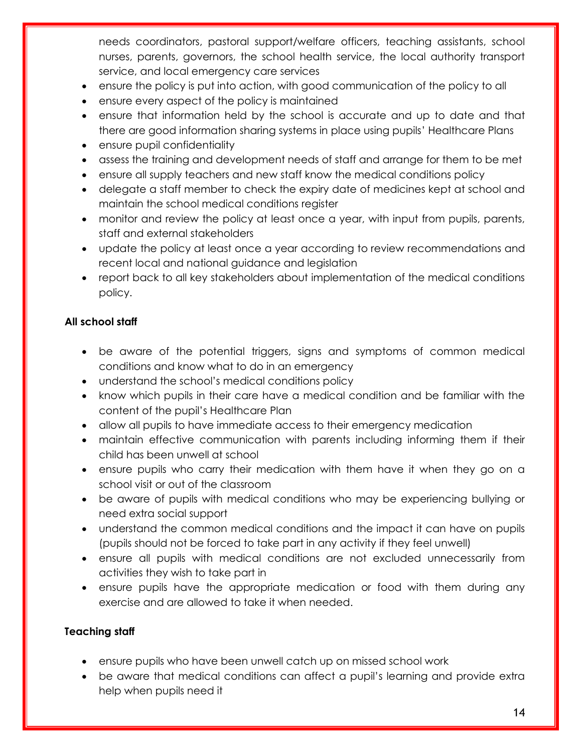needs coordinators, pastoral support/welfare officers, teaching assistants, school nurses, parents, governors, the school health service, the local authority transport service, and local emergency care services

- ensure the policy is put into action, with good communication of the policy to all
- ensure every aspect of the policy is maintained
- ensure that information held by the school is accurate and up to date and that there are good information sharing systems in place using pupils' Healthcare Plans
- ensure pupil confidentiality
- assess the training and development needs of staff and arrange for them to be met
- ensure all supply teachers and new staff know the medical conditions policy
- delegate a staff member to check the expiry date of medicines kept at school and maintain the school medical conditions register
- monitor and review the policy at least once a year, with input from pupils, parents, staff and external stakeholders
- update the policy at least once a year according to review recommendations and recent local and national guidance and legislation
- report back to all key stakeholders about implementation of the medical conditions policy.

**All school staff**

- be aware of the potential triggers, signs and symptoms of common medical conditions and know what to do in an emergency
- understand the school's medical conditions policy
- know which pupils in their care have a medical condition and be familiar with the content of the pupil's Healthcare Plan
- allow all pupils to have immediate access to their emergency medication
- maintain effective communication with parents including informing them if their child has been unwell at school
- ensure pupils who carry their medication with them have it when they go on a school visit or out of the classroom
- be aware of pupils with medical conditions who may be experiencing bullying or need extra social support
- understand the common medical conditions and the impact it can have on pupils (pupils should not be forced to take part in any activity if they feel unwell)
- ensure all pupils with medical conditions are not excluded unnecessarily from activities they wish to take part in
- ensure pupils have the appropriate medication or food with them during any exercise and are allowed to take it when needed.

**Teaching staff**

- ensure pupils who have been unwell catch up on missed school work
- be aware that medical conditions can affect a pupil's learning and provide extra help when pupils need it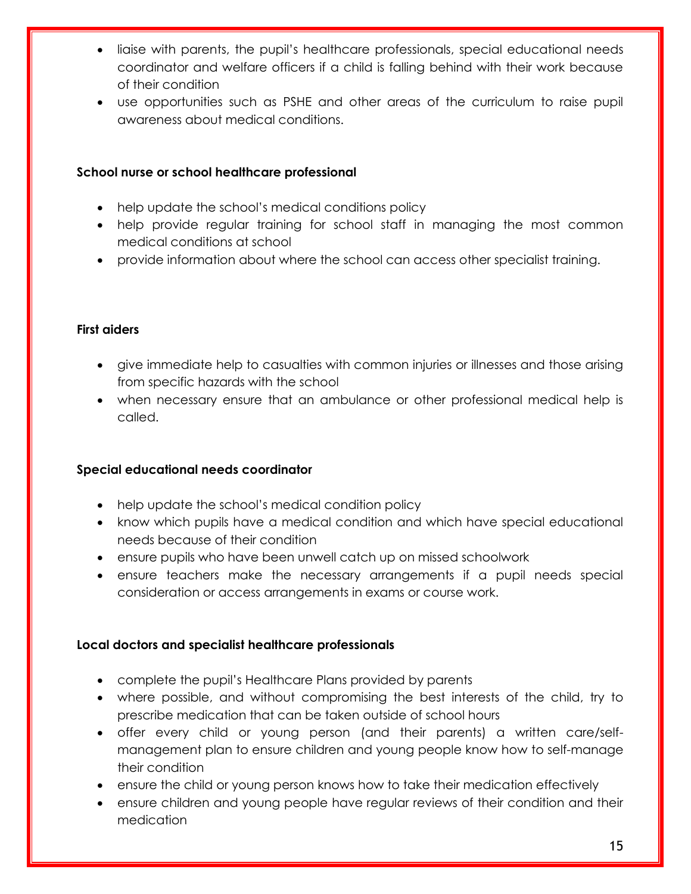- liaise with parents, the pupil's healthcare professionals, special educational needs coordinator and welfare officers if a child is falling behind with their work because of their condition
- use opportunities such as PSHE and other areas of the curriculum to raise pupil awareness about medical conditions.

**School nurse or school healthcare professional**

- help update the school's medical conditions policy
- help provide regular training for school staff in managing the most common medical conditions at school
- provide information about where the school can access other specialist training.

**First aiders**

- give immediate help to casualties with common injuries or illnesses and those arising from specific hazards with the school
- when necessary ensure that an ambulance or other professional medical help is called.

**Special educational needs coordinator**

- help update the school's medical condition policy
- know which pupils have a medical condition and which have special educational needs because of their condition
- ensure pupils who have been unwell catch up on missed schoolwork
- ensure teachers make the necessary arrangements if a pupil needs special consideration or access arrangements in exams or course work.

**Local doctors and specialist healthcare professionals**

- complete the pupil's Healthcare Plans provided by parents
- where possible, and without compromising the best interests of the child, try to prescribe medication that can be taken outside of school hours
- offer every child or young person (and their parents) a written care/self-management plan to ensure children and young people know how to self-manage their condition
- ensure the child or young person knows how to take their medication effectively
- ensure children and young people have regular reviews of their condition and their medication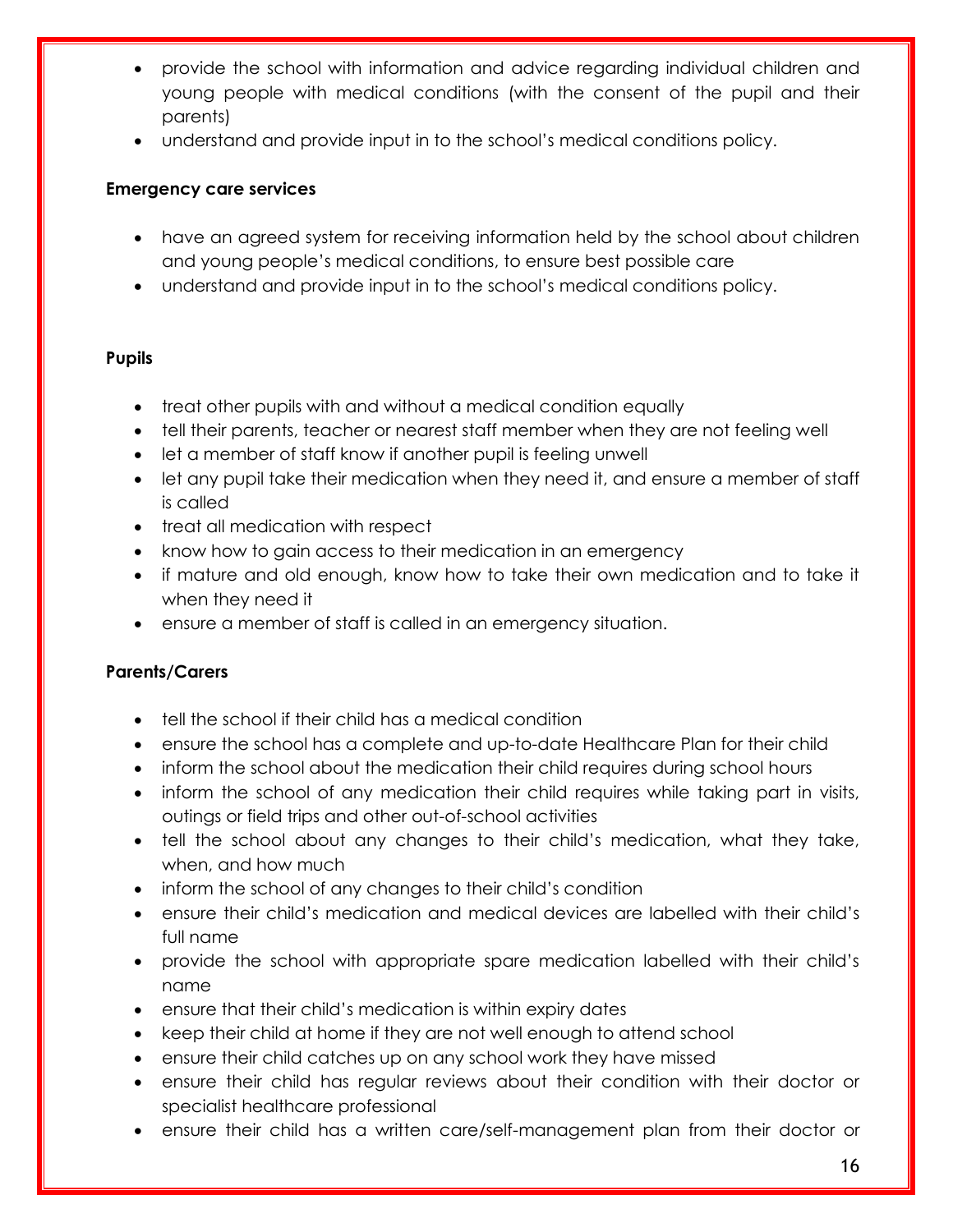- provide the school with information and advice regarding individual children and young people with medical conditions (with the consent of the pupil and their parents)
- understand and provide input in to the school's medical conditions policy.

**Emergency care services**

- have an agreed system for receiving information held by the school about children and young people's medical conditions, to ensure best possible care
- understand and provide input in to the school's medical conditions policy.

**Pupils**

- treat other pupils with and without a medical condition equally
- tell their parents, teacher or nearest staff member when they are not feeling well
- let a member of staff know if another pupil is feeling unwell
- let any pupil take their medication when they need it, and ensure a member of staff is called
- treat all medication with respect
- know how to gain access to their medication in an emergency
- if mature and old enough, know how to take their own medication and to take it when they need it
- ensure a member of staff is called in an emergency situation.

**Parents/Carers**

- tell the school if their child has a medical condition
- ensure the school has a complete and up-to-date Healthcare Plan for their child
- inform the school about the medication their child requires during school hours
- inform the school of any medication their child requires while taking part in visits, outings or field trips and other out-of-school activities
- tell the school about any changes to their child's medication, what they take, when, and how much
- inform the school of any changes to their child's condition
- ensure their child's medication and medical devices are labelled with their child's full name
- provide the school with appropriate spare medication labelled with their child's name
- ensure that their child's medication is within expiry dates
- keep their child at home if they are not well enough to attend school
- ensure their child catches up on any school work they have missed
- ensure their child has regular reviews about their condition with their doctor or specialist healthcare professional
- ensure their child has a written care/self-management plan from their doctor or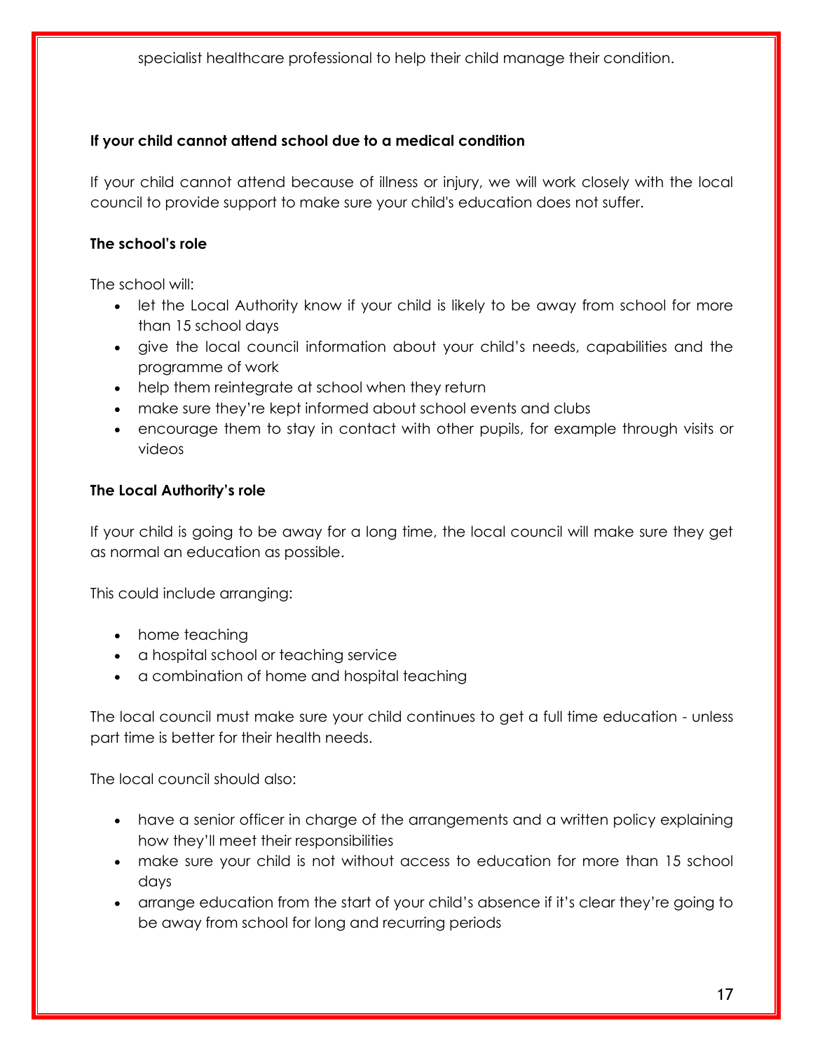specialist healthcare professional to help their child manage their condition.

**If your child cannot attend school due to a medical condition**

If your child cannot attend because of illness or injury, we will work closely with the local council to provide support to make sure your child's education does not suffer.

**The school's role**

The school will:

- let the Local Authority know if your child is likely to be away from school for more than 15 school days
- give the local council information about your child's needs, capabilities and the programme of work
- help them reintegrate at school when they return
- make sure they're kept informed about school events and clubs
- encourage them to stay in contact with other pupils, for example through visits or videos

**The Local Authority's role**

If your child is going to be away for a long time, the local council will make sure they get as normal an education as possible.

This could include arranging:

- home teaching
- a hospital school or teaching service
- a combination of home and hospital teaching

The local council must make sure your child continues to get a full time education - unless part time is better for their health needs.

The local council should also:

- have a senior officer in charge of the arrangements and a written policy explaining how they'll meet their responsibilities
- make sure your child is not without access to education for more than 15 school days
- arrange education from the start of your child's absence if it's clear they're going to be away from school for long and recurring periods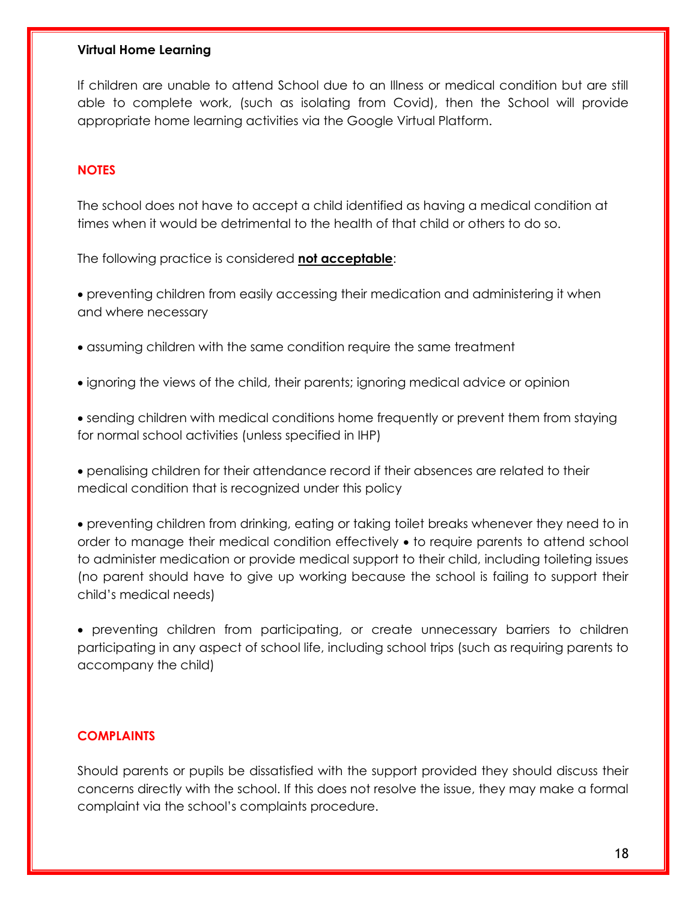**Virtual Home Learning**

If children are unable to attend School due to an Illness or medical condition but are still able to complete work, (such as isolating from Covid), then the School will provide appropriate home learning activities via the Google Virtual Platform.

## NOTES

The school does not have to accept a child identified as having a medical condition at times when it would be detrimental to the health of that child or others to do so.

The following practice is considered **not acceptable**:

- preventing children from easily accessing their medication and administering it when and where necessary

- assuming children with the same condition require the same treatment

- ignoring the views of the child, their parents; ignoring medical advice or opinion

- sending children with medical conditions home frequently or prevent them from staying for normal school activities (unless specified in IHP)

- penalising children for their attendance record if their absences are related to their medical condition that is recognized under this policy

- preventing children from drinking, eating or taking toilet breaks whenever they need to in order to manage their medical condition effectively • to require parents to attend school to administer medication or provide medical support to their child, including toileting issues (no parent should have to give up working because the school is failing to support their child's medical needs)

- preventing children from participating, or create unnecessary barriers to children participating in any aspect of school life, including school trips (such as requiring parents to accompany the child)

## COMPLAINTS

Should parents or pupils be dissatisfied with the support provided they should discuss their concerns directly with the school. If this does not resolve the issue, they may make a formal complaint via the school's complaints procedure.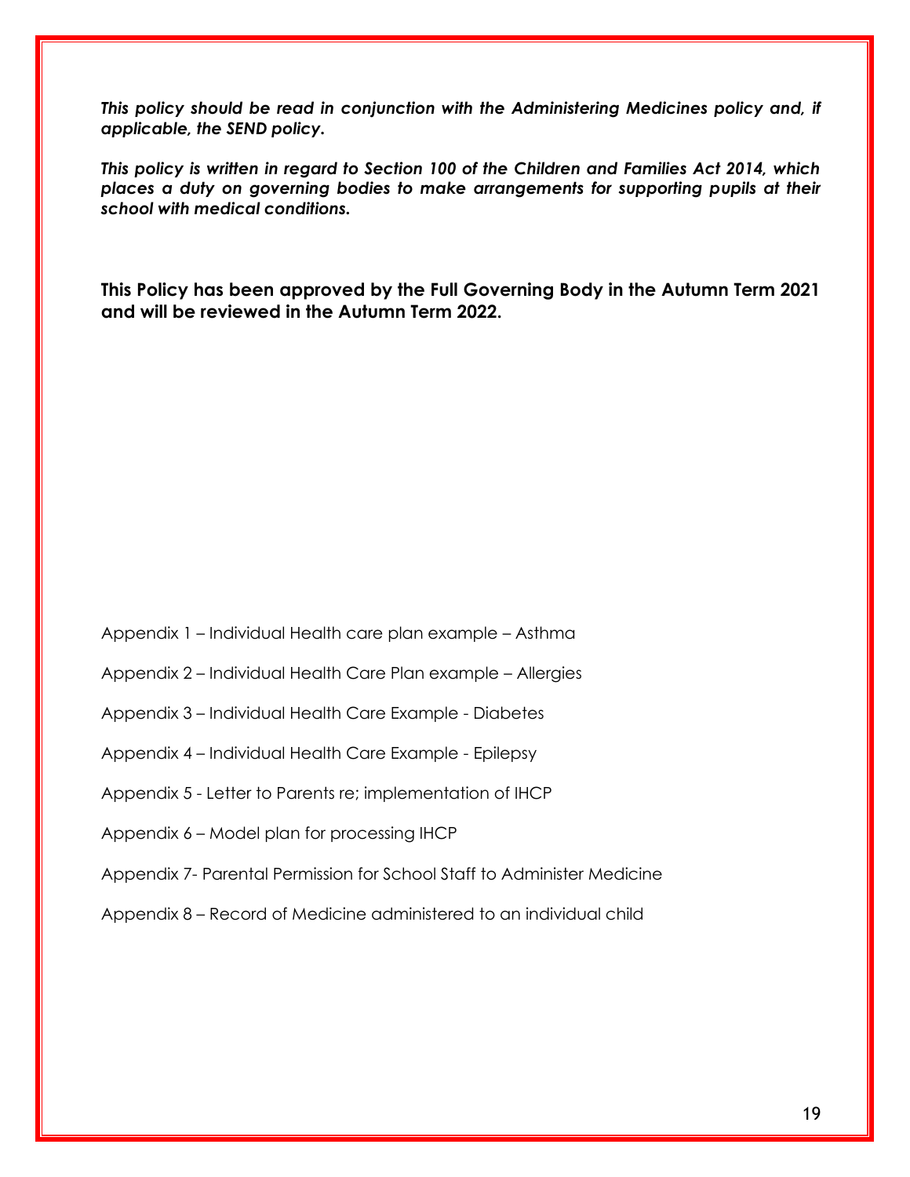***This policy should be read in conjunction with the Administering Medicines policy and, if applicable, the SEND policy.***

***This policy is written in regard to Section 100 of the Children and Families Act 2014, which places a duty on governing bodies to make arrangements for supporting pupils at their school with medical conditions.***

**This Policy has been approved by the Full Governing Body in the Autumn Term 2021 and will be reviewed in the Autumn Term 2022.**

Appendix 1 – Individual Health care plan example – Asthma

Appendix 2 – Individual Health Care Plan example – Allergies

Appendix 3 – Individual Health Care Example - Diabetes

Appendix 4 – Individual Health Care Example - Epilepsy

Appendix 5 - Letter to Parents re; implementation of IHCP

Appendix 6 – Model plan for processing IHCP

Appendix 7- Parental Permission for School Staff to Administer Medicine

Appendix 8 – Record of Medicine administered to an individual child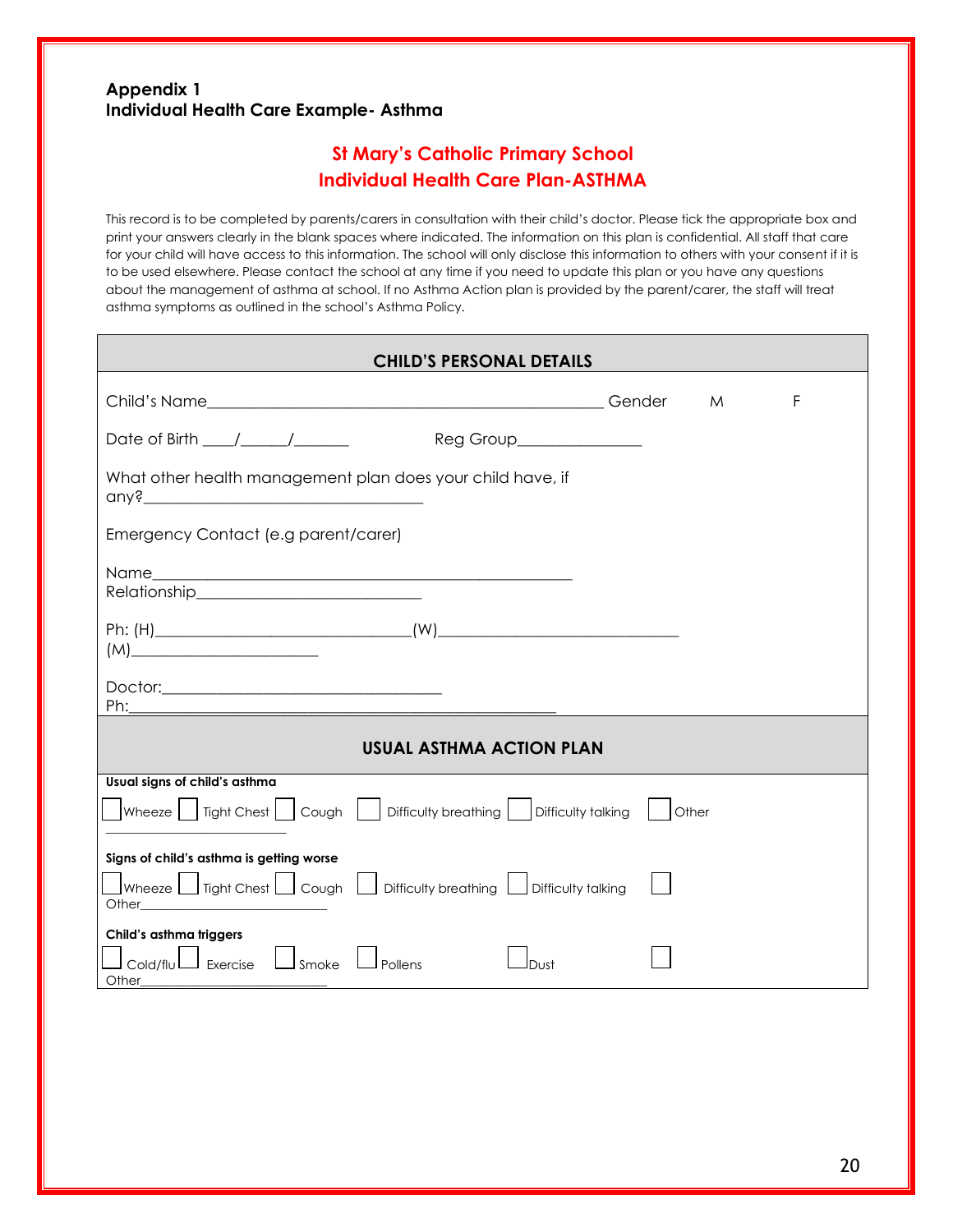**Appendix 1**
**Individual Health Care Example- Asthma**

## St Mary's Catholic Primary School
## Individual Health Care Plan-ASTHMA

This record is to be completed by parents/carers in consultation with their child's doctor. Please tick the appropriate box and print your answers clearly in the blank spaces where indicated. The information on this plan is confidential. All staff that care for your child will have access to this information. The school will only disclose this information to others with your consent if it is to be used elsewhere. Please contact the school at any time if you need to update this plan or you have any questions about the management of asthma at school. If no Asthma Action plan is provided by the parent/carer, the staff will treat asthma symptoms as outlined in the school's Asthma Policy.

### CHILD'S PERSONAL DETAILS

Child's Name__________________________________________________ Gender M F

Date of Birth ____/______/_______ Reg Group________________

What other health management plan does your child have, if any?___________________________________

Emergency Contact (e.g parent/carer)

Name___________________________________________________
Relationship_____________________________

Ph: (H)________________________________(W)______________________________
(M)________________________

Doctor:___________________________________
Ph:_____________________________________________________

### USUAL ASTHMA ACTION PLAN

**Usual signs of child's asthma**

☐ Wheeze ☐ Tight Chest ☐ Cough ☐ Difficulty breathing ☐ Difficulty talking ☐ Other
______________________

**Signs of child's asthma is getting worse**

☐ Wheeze ☐ Tight Chest ☐ Cough ☐ Difficulty breathing ☐ Difficulty talking ☐
Other_________________________

**Child's asthma triggers**

☐ Cold/flu ☐ Exercise ☐ Smoke ☐ Pollens ☐ Dust ☐
Other_________________________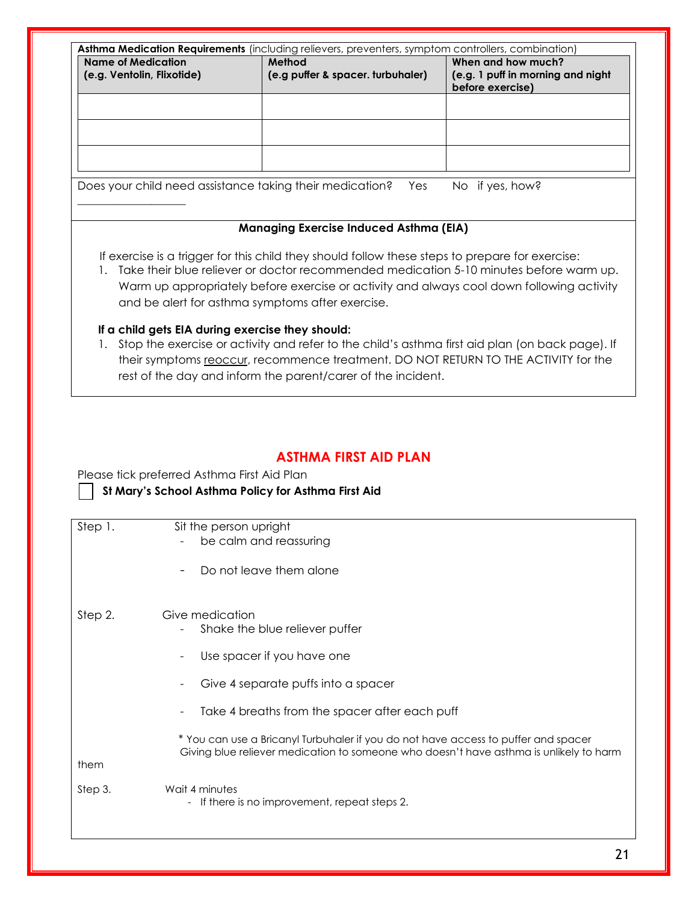**Asthma Medication Requirements** (including relievers, preventers, symptom controllers, combination)

| Name of Medication (e.g. Ventolin, Flixotide) | Method (e.g puffer & spacer. turbuhaler) | When and how much? (e.g. 1 puff in morning and night before exercise) |
| --- | --- | --- |
| | | |
| | | |
| | | |

Does your child need assistance taking their medication? Yes No if yes, how?

___________________

**Managing Exercise Induced Asthma (EIA)**

If exercise is a trigger for this child they should follow these steps to prepare for exercise:

1. Take their blue reliever or doctor recommended medication 5-10 minutes before warm up. Warm up appropriately before exercise or activity and always cool down following activity and be alert for asthma symptoms after exercise.

**If a child gets EIA during exercise they should:**

1. Stop the exercise or activity and refer to the child's asthma first aid plan (on back page). If their symptoms reoccur, recommence treatment. DO NOT RETURN TO THE ACTIVITY for the rest of the day and inform the parent/carer of the incident.

## ASTHMA FIRST AID PLAN

Please tick preferred Asthma First Aid Plan

☐ **St Mary's School Asthma Policy for Asthma First Aid**

Step 1. Sit the person upright

- be calm and reassuring
- Do not leave them alone

Step 2. Give medication

- Shake the blue reliever puffer
- Use spacer if you have one
- Give 4 separate puffs into a spacer
- Take 4 breaths from the spacer after each puff

\* You can use a Bricanyl Turbuhaler if you do not have access to puffer and spacer
Giving blue reliever medication to someone who doesn't have asthma is unlikely to harm them

Step 3. Wait 4 minutes

- If there is no improvement, repeat steps 2.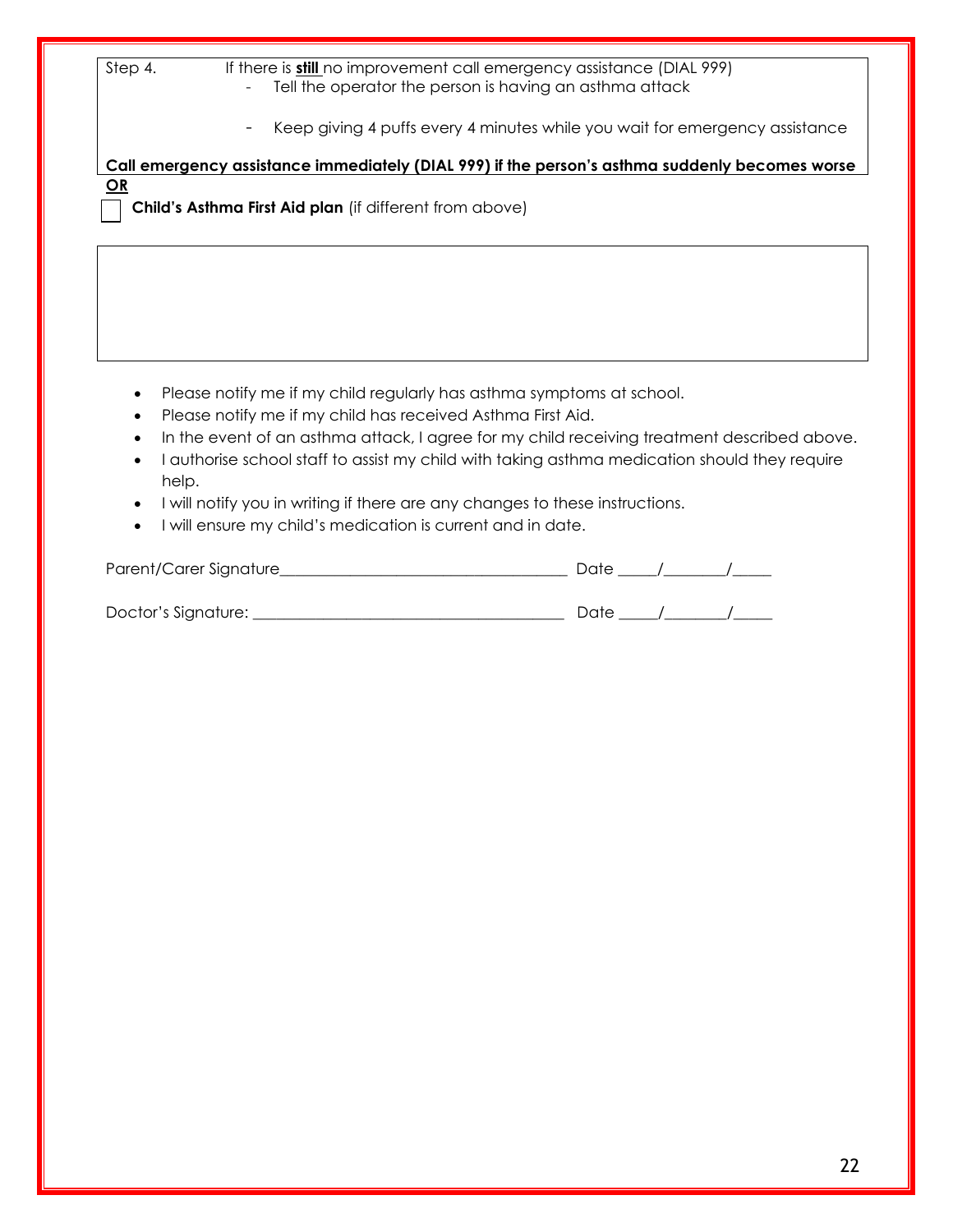| Step 4. | If there is **still** no improvement call emergency assistance (DIAL 999)<br>- Tell the operator the person is having an asthma attack<br>- Keep giving 4 puffs every 4 minutes while you wait for emergency assistance |
|---|---|

**Call emergency assistance immediately (DIAL 999) if the person's asthma suddenly becomes worse**

**OR**

☐ **Child's Asthma First Aid plan** (if different from above)

| |
|---|
| |

- Please notify me if my child regularly has asthma symptoms at school.
- Please notify me if my child has received Asthma First Aid.
- In the event of an asthma attack, I agree for my child receiving treatment described above.
- I authorise school staff to assist my child with taking asthma medication should they require help.
- I will notify you in writing if there are any changes to these instructions.
- I will ensure my child's medication is current and in date.

Parent/Carer Signature___________________________________ Date _____/________/_____

Doctor's Signature: _____________________________________ Date _____/________/_____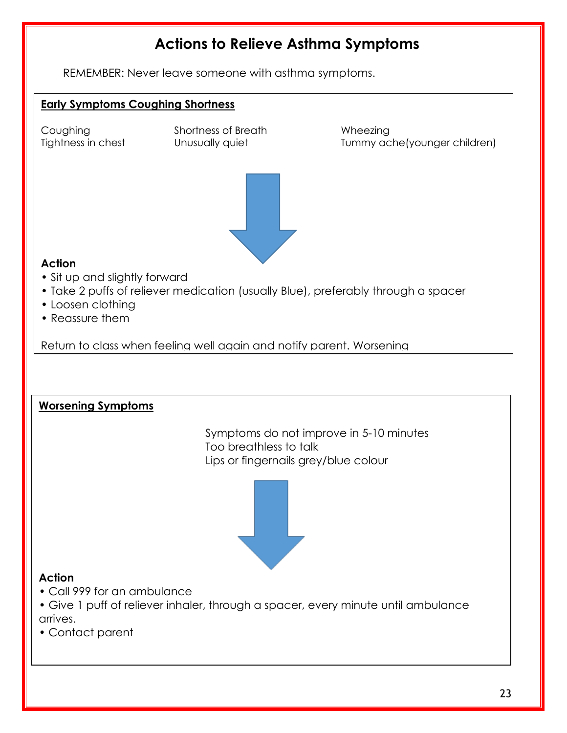# Actions to Relieve Asthma Symptoms

REMEMBER: Never leave someone with asthma symptoms.

**Early Symptoms Coughing Shortness**

Coughing
Tightness in chest
Shortness of Breath
Unusually quiet
Wheezing
Tummy ache(younger children)

**Action**

- Sit up and slightly forward
- Take 2 puffs of reliever medication (usually Blue), preferably through a spacer
- Loosen clothing
- Reassure them

Return to class when feeling well again and notify parent. Worsening

**Worsening Symptoms**

Symptoms do not improve in 5-10 minutes
Too breathless to talk
Lips or fingernails grey/blue colour

**Action**

- Call 999 for an ambulance
- Give 1 puff of reliever inhaler, through a spacer, every minute until ambulance arrives.
- Contact parent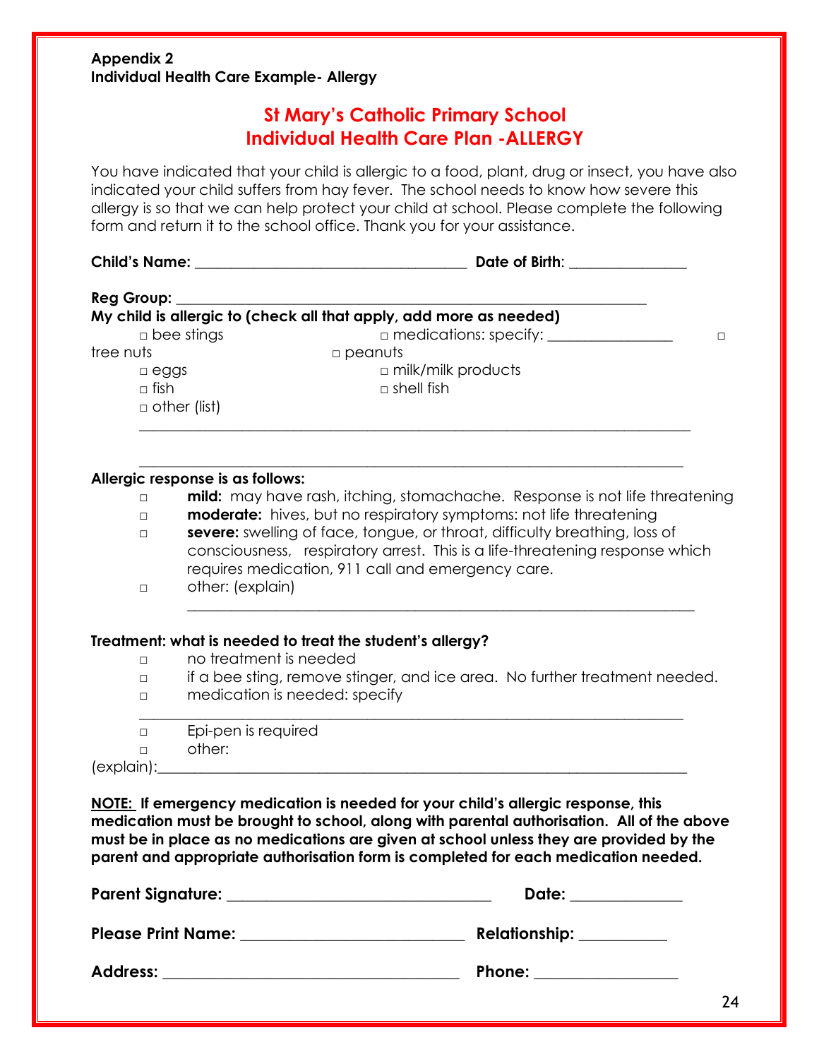**Appendix 2**
**Individual Health Care Example- Allergy**

## St Mary's Catholic Primary School
## Individual Health Care Plan -ALLERGY

You have indicated that your child is allergic to a food, plant, drug or insect, you have also indicated your child suffers from hay fever. The school needs to know how severe this allergy is so that we can help protect your child at school. Please complete the following form and return it to the school office. Thank you for your assistance.

**Child's Name:** ____________________________________ **Date of Birth**: _______________

**Reg Group:** ______________________________________________________________

**My child is allergic to (check all that apply, add more as needed)**

□ bee stings □ medications: specify: ________________ □ tree nuts □ peanuts
□ eggs □ milk/milk products
□ fish □ shell fish
□ other (list)

_________________________________________________________________________

_________________________________________________________________________

**Allergic response is as follows:**

□ **mild:** may have rash, itching, stomachache. Response is not life threatening
□ **moderate:** hives, but no respiratory symptoms: not life threatening
□ **severe:** swelling of face, tongue, or throat, difficulty breathing, loss of consciousness, respiratory arrest. This is a life-threatening response which requires medication, 911 call and emergency care.
□ other: (explain) _________________________________________________________________

**Treatment: what is needed to treat the student's allergy?**

□ no treatment is needed
□ if a bee sting, remove stinger, and ice area. No further treatment needed.
□ medication is needed: specify

_________________________________________________________________________

□ Epi-pen is required
□ other:
(explain):_____________________________________________________________________

**NOTE: If emergency medication is needed for your child's allergic response, this medication must be brought to school, along with parental authorisation. All of the above must be in place as no medications are given at school unless they are provided by the parent and appropriate authorisation form is completed for each medication needed.**

**Parent Signature:** _________________________________ **Date:** ______________

**Please Print Name:** ___________________________ **Relationship:** ___________

**Address:** ______________________________________ **Phone:** __________________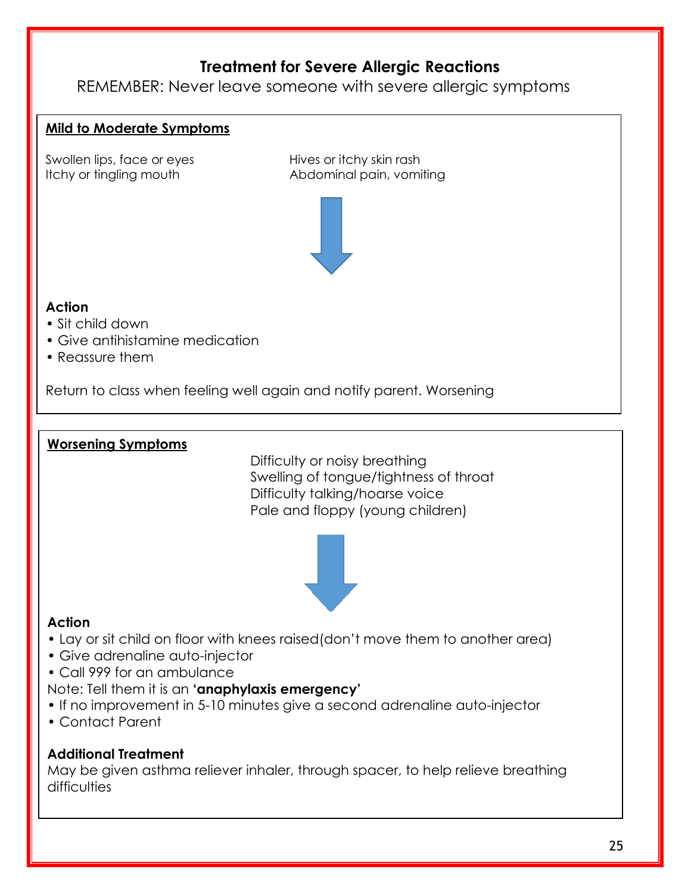## Treatment for Severe Allergic Reactions

REMEMBER: Never leave someone with severe allergic symptoms

### Mild to Moderate Symptoms

Swollen lips, face or eyes
Itchy or tingling mouth
Hives or itchy skin rash
Abdominal pain, vomiting

**Action**

- Sit child down
- Give antihistamine medication
- Reassure them

Return to class when feeling well again and notify parent. Worsening

### Worsening Symptoms

Difficulty or noisy breathing
Swelling of tongue/tightness of throat
Difficulty talking/hoarse voice
Pale and floppy (young children)

**Action**

- Lay or sit child on floor with knees raised(don't move them to another area)
- Give adrenaline auto-injector
- Call 999 for an ambulance

Note: Tell them it is an **'anaphylaxis emergency'**

- If no improvement in 5-10 minutes give a second adrenaline auto-injector
- Contact Parent

**Additional Treatment**

May be given asthma reliever inhaler, through spacer, to help relieve breathing difficulties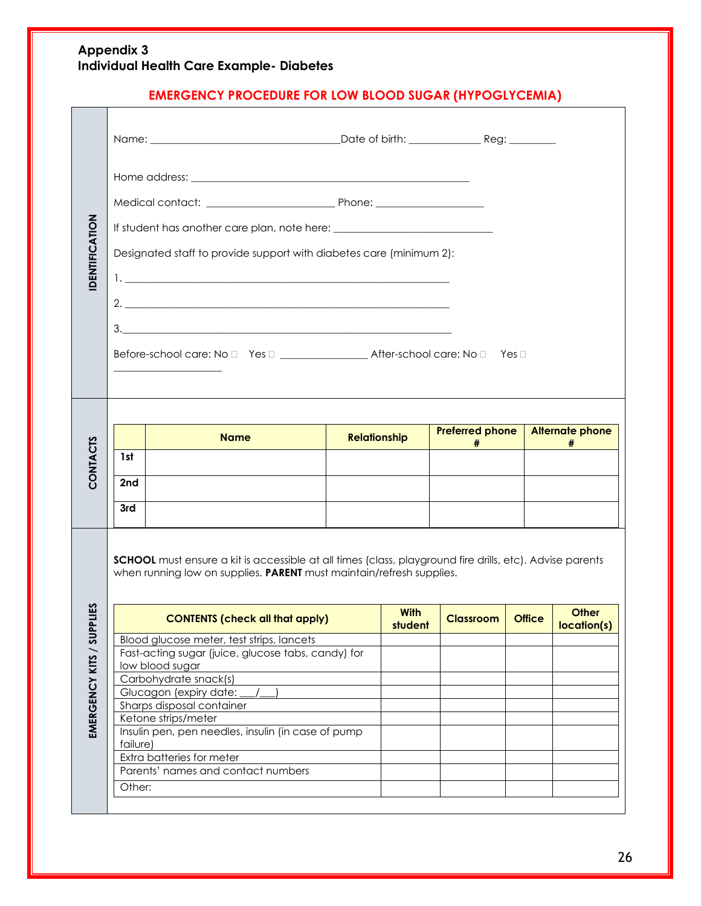# Appendix 3
## Individual Health Care Example- Diabetes

### EMERGENCY PROCEDURE FOR LOW BLOOD SUGAR (HYPOGLYCEMIA)

**IDENTIFICATION**

Name: ___________________________________Date of birth: _____________ Reg: ________

Home address: ___________________________________________________

Medical contact: _______________________ Phone: ___________________

If student has another care plan, note here: _____________________________

Designated staff to provide support with diabetes care (minimum 2):

1. ___________________________________________________________

2. ___________________________________________________________

3.___________________________________________________________

Before-school care: No ☐ Yes ☐ ________________ After-school care: No ☐ Yes ☐ ____________________

**CONTACTS**

| | Name | Relationship | Preferred phone # | Alternate phone # |
|---|---|---|---|---|
| 1st | | | | |
| 2nd | | | | |
| 3rd | | | | |

**EMERGENCY KITS / SUPPLIES**

**SCHOOL** must ensure a kit is accessible at all times (class, playground fire drills, etc). Advise parents when running low on supplies. **PARENT** must maintain/refresh supplies.

| CONTENTS (check all that apply) | With student | Classroom | Office | Other location(s) |
|---|---|---|---|---|
| Blood glucose meter, test strips, lancets | | | | |
| Fast-acting sugar (juice, glucose tabs, candy) for low blood sugar | | | | |
| Carbohydrate snack(s) | | | | |
| Glucagon (expiry date: ___/___) | | | | |
| Sharps disposal container | | | | |
| Ketone strips/meter | | | | |
| Insulin pen, pen needles, insulin (in case of pump failure) | | | | |
| Extra batteries for meter | | | | |
| Parents' names and contact numbers | | | | |
| Other: | | | | |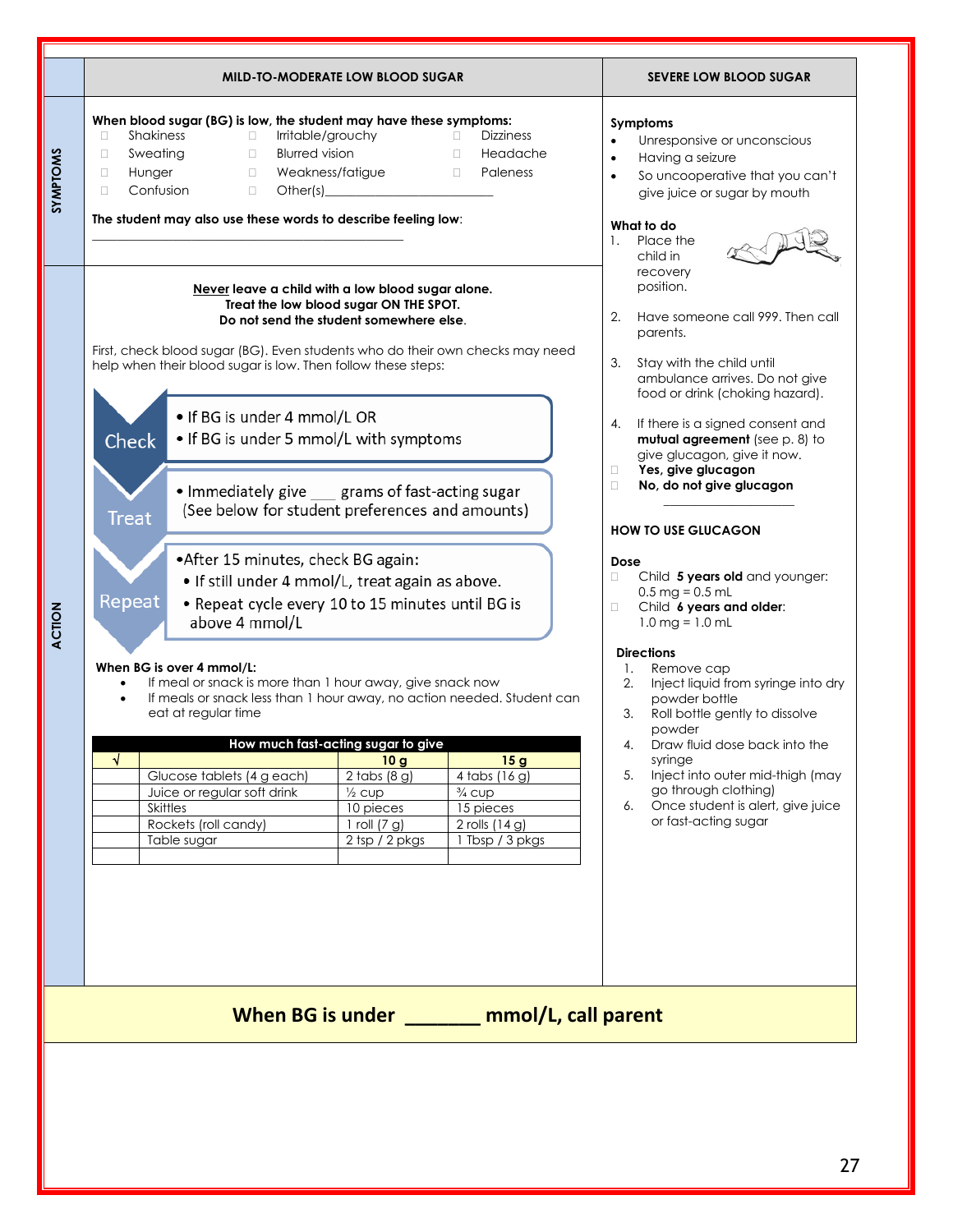## MILD-TO-MODERATE LOW BLOOD SUGAR

### SYMPTOMS

**When blood sugar (BG) is low, the student may have these symptoms:**

- ☐ Shakiness
- ☐ Sweating
- ☐ Hunger
- ☐ Confusion
- ☐ Irritable/grouchy
- ☐ Blurred vision
- ☐ Weakness/fatigue
- ☐ Other(s)________________________
- ☐ Dizziness
- ☐ Headache
- ☐ Paleness

**The student may also use these words to describe feeling low**:

_____________________________________________

### ACTION

**Never leave a child with a low blood sugar alone.**
**Treat the low blood sugar ON THE SPOT.**
**Do not send the student somewhere else.**

First, check blood sugar (BG). Even students who do their own checks may need help when their blood sugar is low. Then follow these steps:

**Check**
- If BG is under 4 mmol/L OR
- If BG is under 5 mmol/L with symptoms

**Treat**
- Immediately give ___ grams of fast-acting sugar (See below for student preferences and amounts)

**Repeat**
- After 15 minutes, check BG again:
  - If still under 4 mmol/L, treat again as above.
  - Repeat cycle every 10 to 15 minutes until BG is above 4 mmol/L

**When BG is over 4 mmol/L:**
- If meal or snack is more than 1 hour away, give snack now
- If meals or snack less than 1 hour away, no action needed. Student can eat at regular time

| How much fast-acting sugar to give | | | |
|---|---|---|---|
| √ | | 10 g | 15 g |
| | Glucose tablets (4 g each) | 2 tabs (8 g) | 4 tabs (16 g) |
| | Juice or regular soft drink | ½ cup | ¾ cup |
| | Skittles | 10 pieces | 15 pieces |
| | Rockets (roll candy) | 1 roll (7 g) | 2 rolls (14 g) |
| | Table sugar | 2 tsp / 2 pkgs | 1 Tbsp / 3 pkgs |
| | | | |

## SEVERE LOW BLOOD SUGAR

**Symptoms**
- Unresponsive or unconscious
- Having a seizure
- So uncooperative that you can't give juice or sugar by mouth

**What to do**
1. Place the child in recovery position.
2. Have someone call 999. Then call parents.
3. Stay with the child until ambulance arrives. Do not give food or drink (choking hazard).
4. If there is a signed consent and **mutual agreement** (see p. 8) to give glucagon, give it now.
   - ☐ **Yes, give glucagon**
   - ☐ **No, do not give glucagon**

   ____________________

**HOW TO USE GLUCAGON**

**Dose**
- ☐ Child **5 years old** and younger: 0.5 mg = 0.5 mL
- ☐ Child **6 years and older**: 1.0 mg = 1.0 mL

**Directions**
1. Remove cap
2. Inject liquid from syringe into dry powder bottle
3. Roll bottle gently to dissolve powder
4. Draw fluid dose back into the syringe
5. Inject into outer mid-thigh (may go through clothing)
6. Once student is alert, give juice or fast-acting sugar

**When BG is under _______ mmol/L, call parent**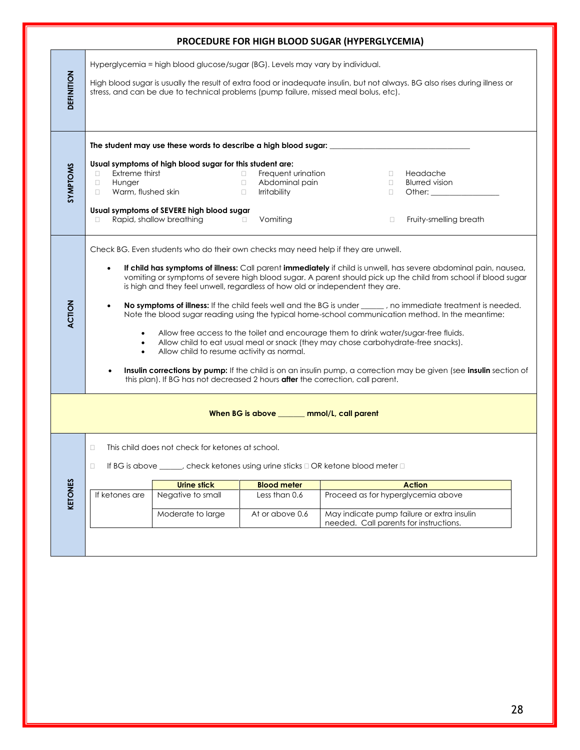# PROCEDURE FOR HIGH BLOOD SUGAR (HYPERGLYCEMIA)

## DEFINITION

Hyperglycemia = high blood glucose/sugar (BG). Levels may vary by individual.

High blood sugar is usually the result of extra food or inadequate insulin, but not always. BG also rises during illness or stress, and can be due to technical problems (pump failure, missed meal bolus, etc).

## SYMPTOMS

**The student may use these words to describe a high blood sugar:** ___________________________________

**Usual symptoms of high blood sugar for this student are:**

- ☐ Extreme thirst
- ☐ Hunger
- ☐ Warm, flushed skin
- ☐ Frequent urination
- ☐ Abdominal pain
- ☐ Irritability
- ☐ Headache
- ☐ Blurred vision
- ☐ Other: _________________

**Usual symptoms of SEVERE high blood sugar**

- ☐ Rapid, shallow breathing
- ☐ Vomiting
- ☐ Fruity-smelling breath

## ACTION

Check BG. Even students who do their own checks may need help if they are unwell.

- **If child has symptoms of illness:** Call parent **immediately** if child is unwell, has severe abdominal pain, nausea, vomiting or symptoms of severe high blood sugar. A parent should pick up the child from school if blood sugar is high and they feel unwell, regardless of how old or independent they are.
- **No symptoms of illness:** If the child feels well and the BG is under ______ , no immediate treatment is needed. Note the blood sugar reading using the typical home-school communication method. In the meantime:
  - Allow free access to the toilet and encourage them to drink water/sugar-free fluids.
  - Allow child to eat usual meal or snack (they may chose carbohydrate-free snacks).
  - Allow child to resume activity as normal.
- **Insulin corrections by pump:** If the child is on an insulin pump, a correction may be given (see **insulin** section of this plan). If BG has not decreased 2 hours **after** the correction, call parent.

**When BG is above _______ mmol/L, call parent**

## KETONES

☐ This child does not check for ketones at school.

☐ If BG is above ______, check ketones using urine sticks ☐ OR ketone blood meter ☐

| | Urine stick | Blood meter | Action |
|---|---|---|---|
| If ketones are | Negative to small | Less than 0.6 | Proceed as for hyperglycemia above |
| | Moderate to large | At or above 0.6 | May indicate pump failure or extra insulin needed. Call parents for instructions. |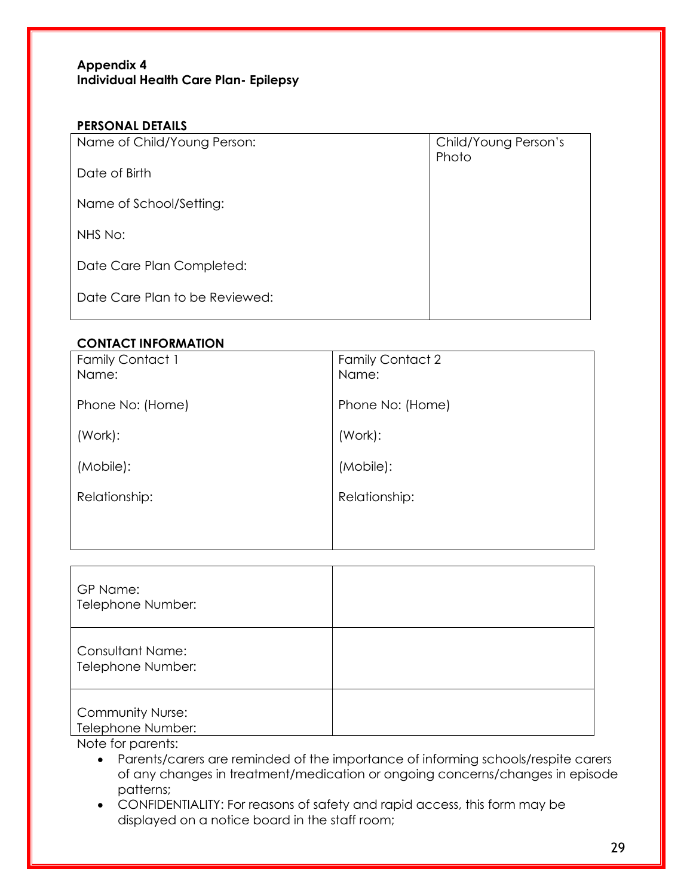**Appendix 4**
**Individual Health Care Plan- Epilepsy**

**PERSONAL DETAILS**

| Name of Child/Young Person:<br><br>Date of Birth<br><br>Name of School/Setting:<br><br>NHS No:<br><br>Date Care Plan Completed:<br><br>Date Care Plan to be Reviewed: | Child/Young Person's Photo |
|---|---|

**CONTACT INFORMATION**

| Family Contact 1<br>Name:<br><br>Phone No: (Home)<br><br>(Work):<br><br>(Mobile):<br><br>Relationship: | Family Contact 2<br>Name:<br><br>Phone No: (Home)<br><br>(Work):<br><br>(Mobile):<br><br>Relationship: |
|---|---|

| | |
|---|---|
| GP Name:<br>Telephone Number: | |
| Consultant Name:<br>Telephone Number: | |
| Community Nurse:<br>Telephone Number: | |

Note for parents:

- Parents/carers are reminded of the importance of informing schools/respite carers of any changes in treatment/medication or ongoing concerns/changes in episode patterns;
- CONFIDENTIALITY: For reasons of safety and rapid access, this form may be displayed on a notice board in the staff room;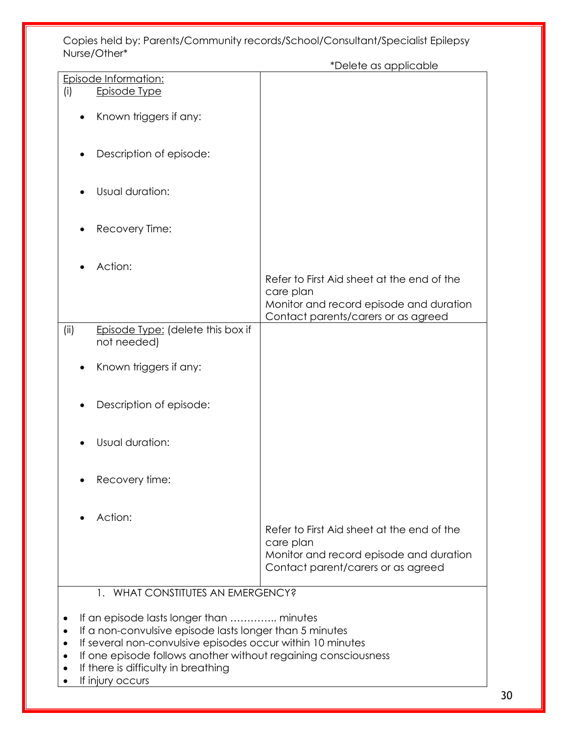Copies held by: Parents/Community records/School/Consultant/Specialist Epilepsy Nurse/Other*

*Delete as applicable

| Episode Information: | |
|---|---|
| (i) Episode Type<br><br>• Known triggers if any:<br><br>• Description of episode:<br><br>• Usual duration:<br><br>• Recovery Time:<br><br>• Action: | Refer to First Aid sheet at the end of the care plan<br>Monitor and record episode and duration<br>Contact parents/carers or as agreed |
| (ii) Episode Type: (delete this box if not needed)<br><br>• Known triggers if any:<br><br>• Description of episode:<br><br>• Usual duration:<br><br>• Recovery time:<br><br>• Action: | Refer to First Aid sheet at the end of the care plan<br>Monitor and record episode and duration<br>Contact parent/carers or as agreed |

1. WHAT CONSTITUTES AN EMERGENCY?

- If an episode lasts longer than ………….. minutes
- If a non-convulsive episode lasts longer than 5 minutes
- If several non-convulsive episodes occur within 10 minutes
- If one episode follows another without regaining consciousness
- If there is difficulty in breathing
- If injury occurs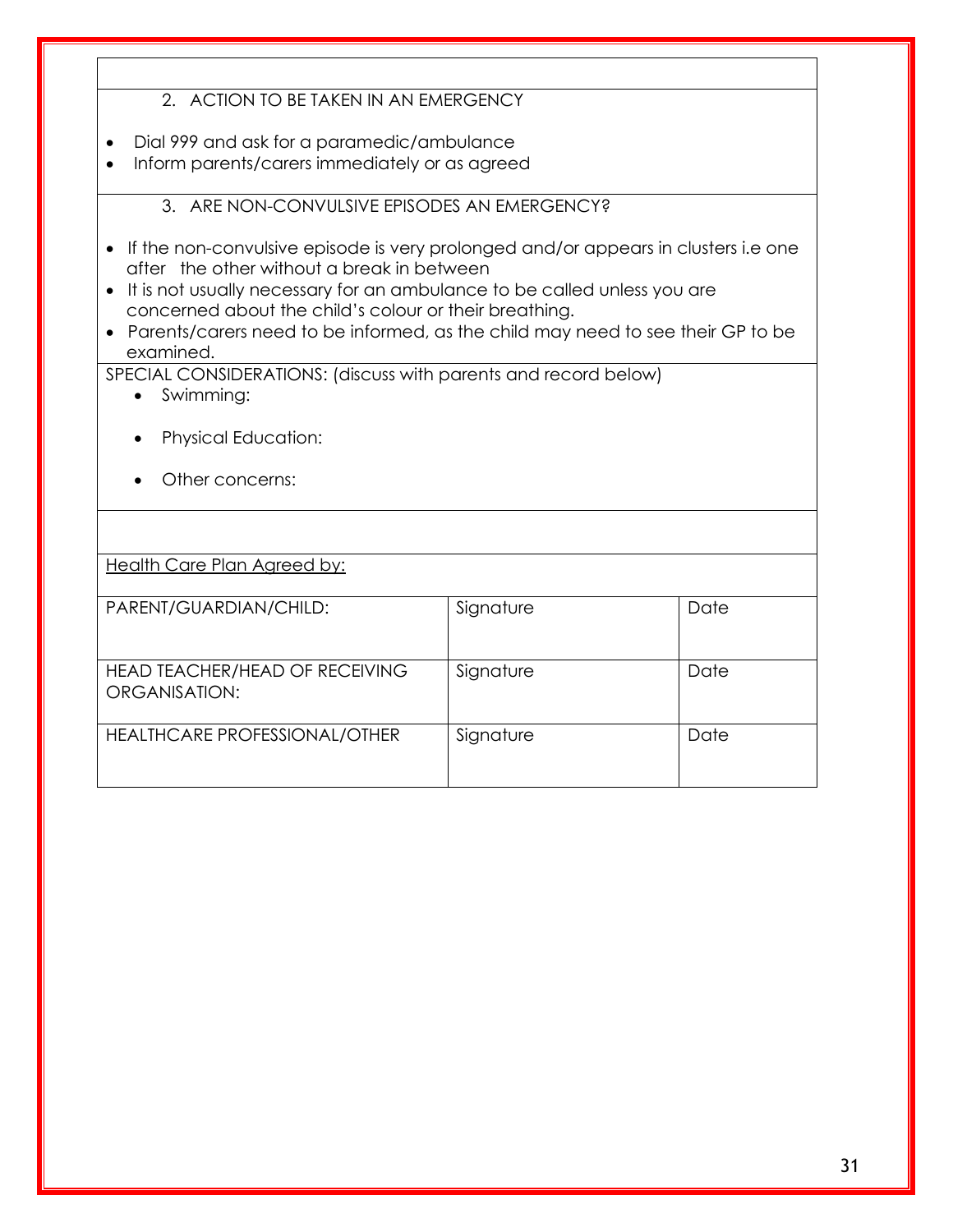2. ACTION TO BE TAKEN IN AN EMERGENCY

- Dial 999 and ask for a paramedic/ambulance
- Inform parents/carers immediately or as agreed

3. ARE NON-CONVULSIVE EPISODES AN EMERGENCY?

- If the non-convulsive episode is very prolonged and/or appears in clusters i.e one after the other without a break in between
- It is not usually necessary for an ambulance to be called unless you are concerned about the child's colour or their breathing.
- Parents/carers need to be informed, as the child may need to see their GP to be examined.

SPECIAL CONSIDERATIONS: (discuss with parents and record below)

- Swimming:
- Physical Education:
- Other concerns:

<u>Health Care Plan Agreed by:</u>

| | | |
|---|---|---|
| PARENT/GUARDIAN/CHILD: | Signature | Date |
| HEAD TEACHER/HEAD OF RECEIVING ORGANISATION: | Signature | Date |
| HEALTHCARE PROFESSIONAL/OTHER | Signature | Date |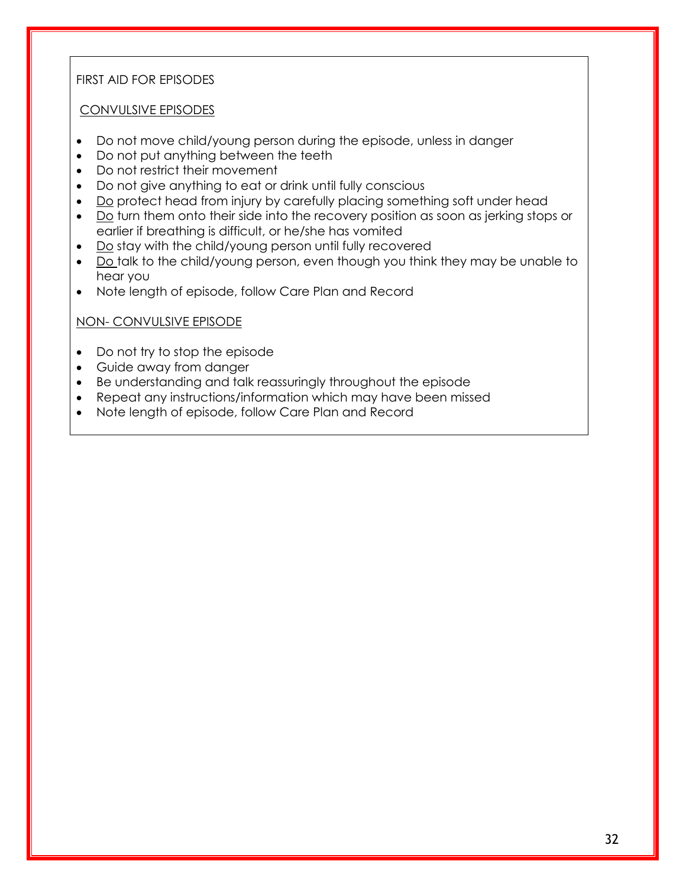FIRST AID FOR EPISODES

CONVULSIVE EPISODES

- Do not move child/young person during the episode, unless in danger
- Do not put anything between the teeth
- Do not restrict their movement
- Do not give anything to eat or drink until fully conscious
- Do protect head from injury by carefully placing something soft under head
- Do turn them onto their side into the recovery position as soon as jerking stops or earlier if breathing is difficult, or he/she has vomited
- Do stay with the child/young person until fully recovered
- Do talk to the child/young person, even though you think they may be unable to hear you
- Note length of episode, follow Care Plan and Record

NON- CONVULSIVE EPISODE

- Do not try to stop the episode
- Guide away from danger
- Be understanding and talk reassuringly throughout the episode
- Repeat any instructions/information which may have been missed
- Note length of episode, follow Care Plan and Record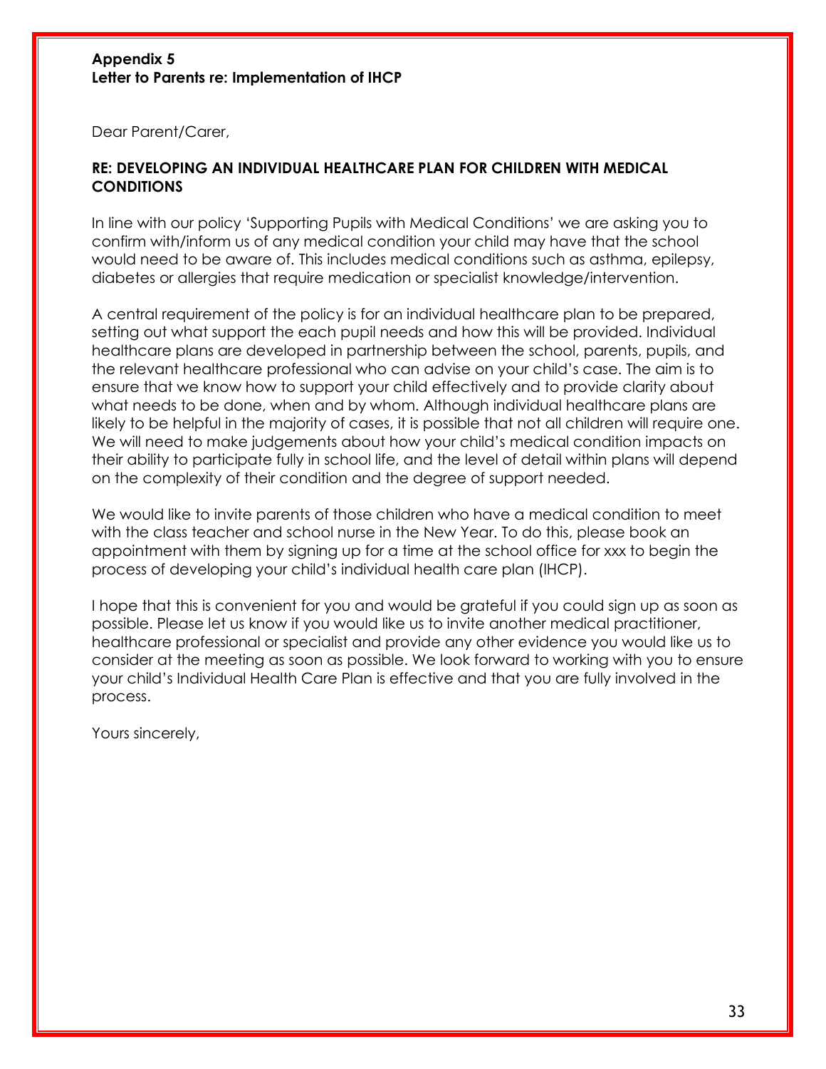**Appendix 5**
**Letter to Parents re: Implementation of IHCP**

Dear Parent/Carer,

**RE: DEVELOPING AN INDIVIDUAL HEALTHCARE PLAN FOR CHILDREN WITH MEDICAL CONDITIONS**

In line with our policy 'Supporting Pupils with Medical Conditions' we are asking you to confirm with/inform us of any medical condition your child may have that the school would need to be aware of. This includes medical conditions such as asthma, epilepsy, diabetes or allergies that require medication or specialist knowledge/intervention.

A central requirement of the policy is for an individual healthcare plan to be prepared, setting out what support the each pupil needs and how this will be provided. Individual healthcare plans are developed in partnership between the school, parents, pupils, and the relevant healthcare professional who can advise on your child's case. The aim is to ensure that we know how to support your child effectively and to provide clarity about what needs to be done, when and by whom. Although individual healthcare plans are likely to be helpful in the majority of cases, it is possible that not all children will require one. We will need to make judgements about how your child's medical condition impacts on their ability to participate fully in school life, and the level of detail within plans will depend on the complexity of their condition and the degree of support needed.

We would like to invite parents of those children who have a medical condition to meet with the class teacher and school nurse in the New Year. To do this, please book an appointment with them by signing up for a time at the school office for xxx to begin the process of developing your child's individual health care plan (IHCP).

I hope that this is convenient for you and would be grateful if you could sign up as soon as possible. Please let us know if you would like us to invite another medical practitioner, healthcare professional or specialist and provide any other evidence you would like us to consider at the meeting as soon as possible. We look forward to working with you to ensure your child's Individual Health Care Plan is effective and that you are fully involved in the process.

Yours sincerely,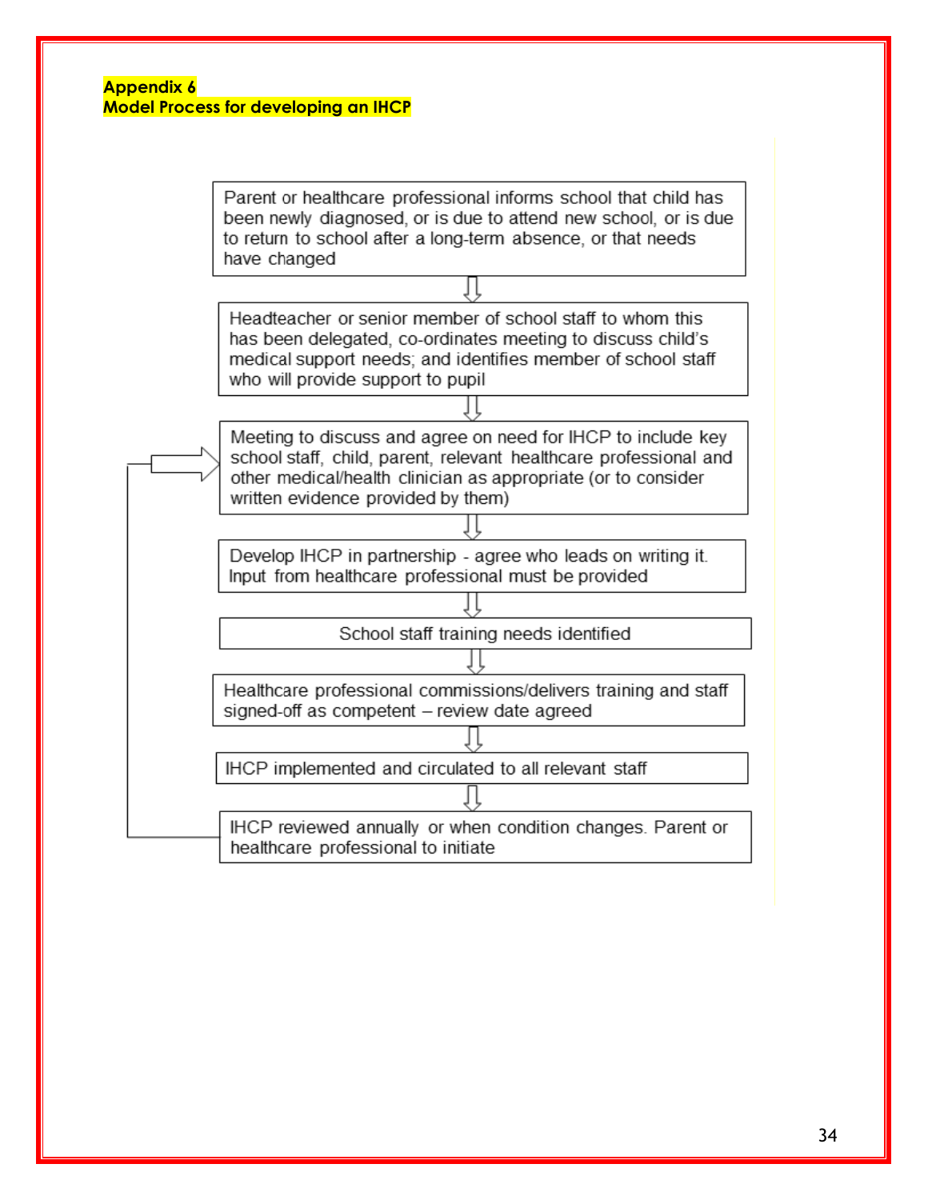**Appendix 6**
**Model Process for developing an IHCP**

Parent or healthcare professional informs school that child has been newly diagnosed, or is due to attend new school, or is due to return to school after a long-term absence, or that needs have changed

⇩

Headteacher or senior member of school staff to whom this has been delegated, co-ordinates meeting to discuss child's medical support needs; and identifies member of school staff who will provide support to pupil

⇩

Meeting to discuss and agree on need for IHCP to include key school staff, child, parent, relevant healthcare professional and other medical/health clinician as appropriate (or to consider written evidence provided by them)

⇩

Develop IHCP in partnership - agree who leads on writing it. Input from healthcare professional must be provided

⇩

School staff training needs identified

⇩

Healthcare professional commissions/delivers training and staff signed-off as competent – review date agreed

⇩

IHCP implemented and circulated to all relevant staff

⇩

IHCP reviewed annually or when condition changes. Parent or healthcare professional to initiate (returns to the meeting step above)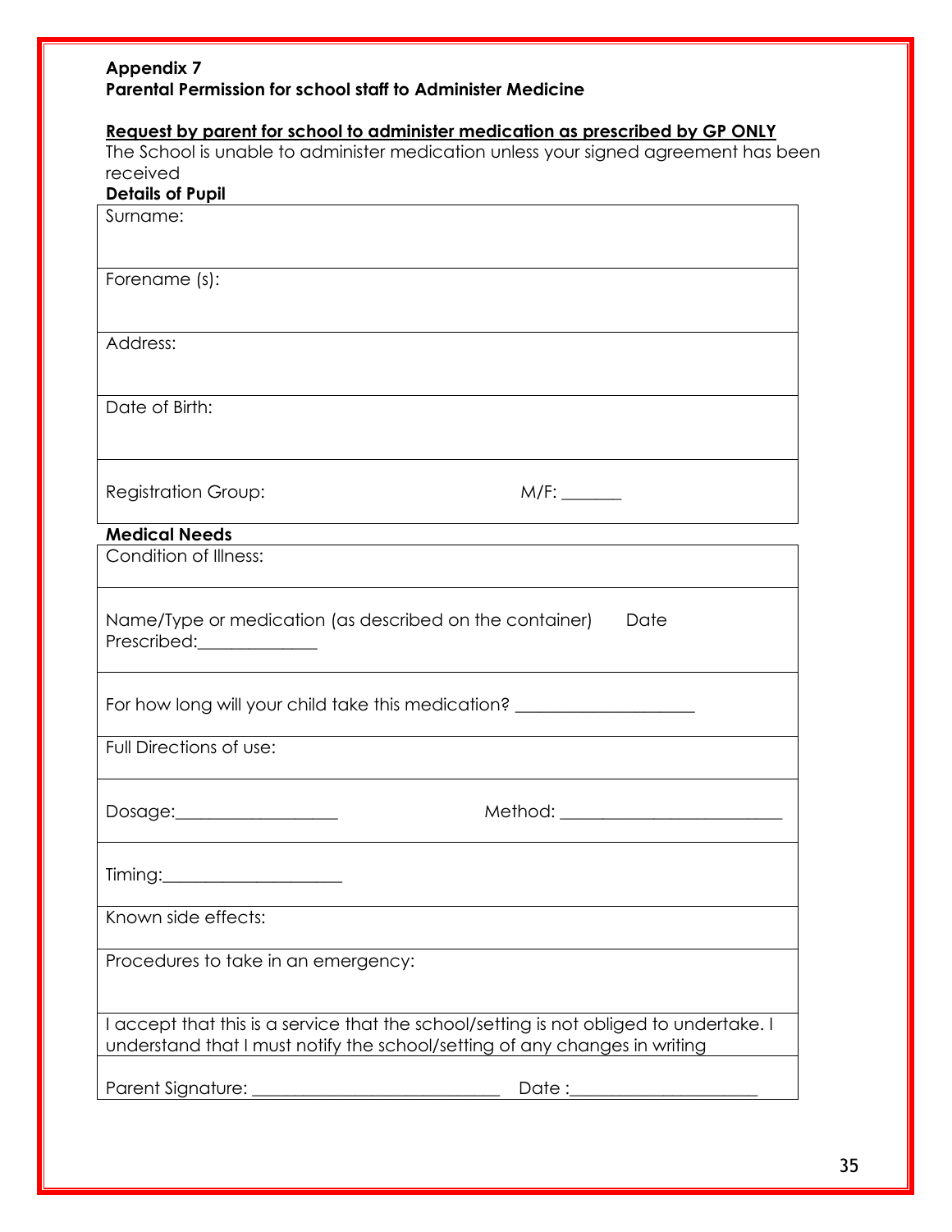**Appendix 7**
**Parental Permission for school staff to Administer Medicine**

**Request by parent for school to administer medication as prescribed by GP ONLY**

The School is unable to administer medication unless your signed agreement has been received

**Details of Pupil**

| Surname: | |
|---|---|
| Forename (s): | |
| Address: | |
| Date of Birth: | |
| Registration Group: | M/F: _______ |

**Medical Needs**

| Condition of Illness: | |
|---|---|
| Name/Type or medication (as described on the container) | Date Prescribed:_____________ |
| For how long will your child take this medication? ____________________ | |
| Full Directions of use: | |
| Dosage:__________________ | Method: _________________________ |
| Timing:____________________ | |
| Known side effects: | |
| Procedures to take in an emergency: | |
| I accept that this is a service that the school/setting is not obliged to undertake. I understand that I must notify the school/setting of any changes in writing | |
| Parent Signature: ____________________________ | Date :_____________________ |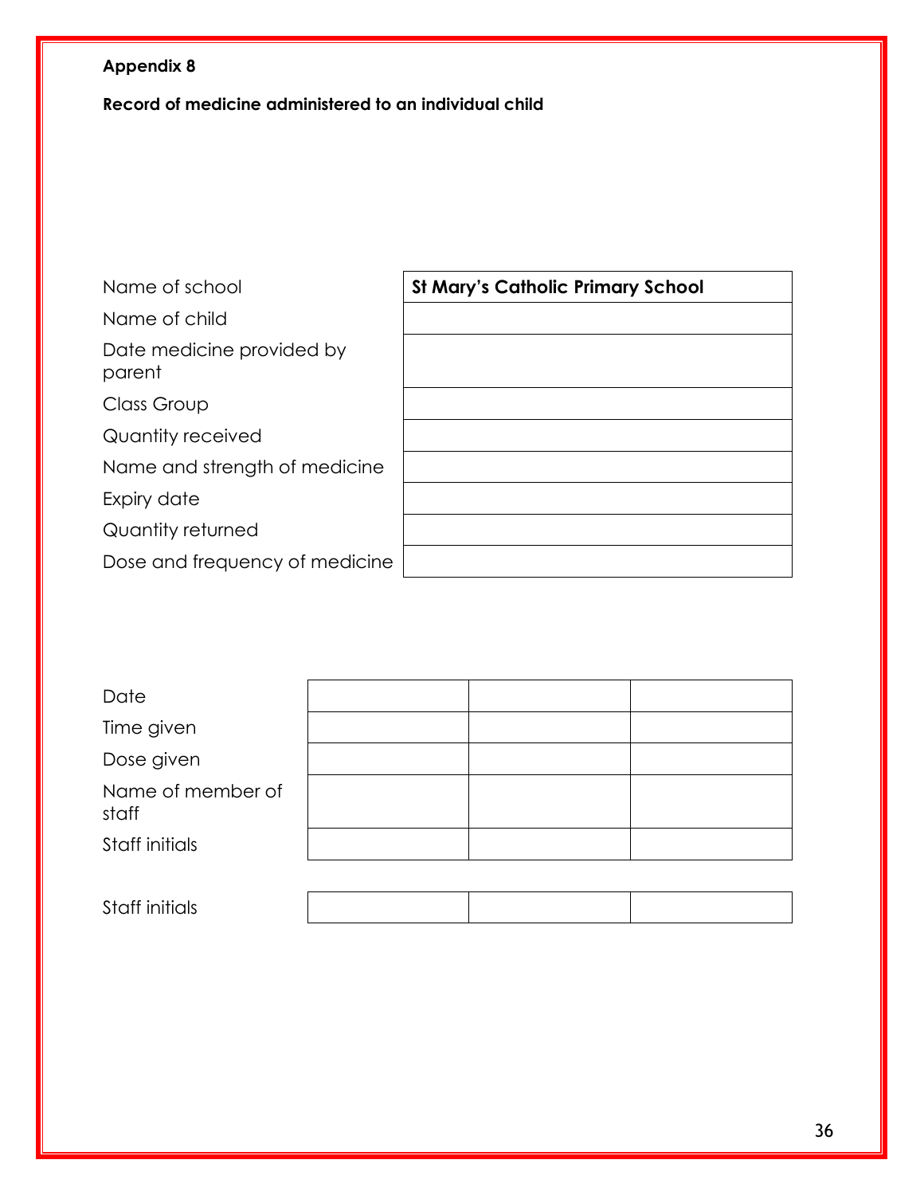**Appendix 8**

**Record of medicine administered to an individual child**

| | |
|---|---|
| Name of school | **St Mary's Catholic Primary School** |
| Name of child | |
| Date medicine provided by parent | |
| Class Group | |
| Quantity received | |
| Name and strength of medicine | |
| Expiry date | |
| Quantity returned | |
| Dose and frequency of medicine | |

| | | | |
|---|---|---|---|
| Date | | | |
| Time given | | | |
| Dose given | | | |
| Name of member of staff | | | |
| Staff initials | | | |

| | | | |
|---|---|---|---|
| Staff initials | | | |